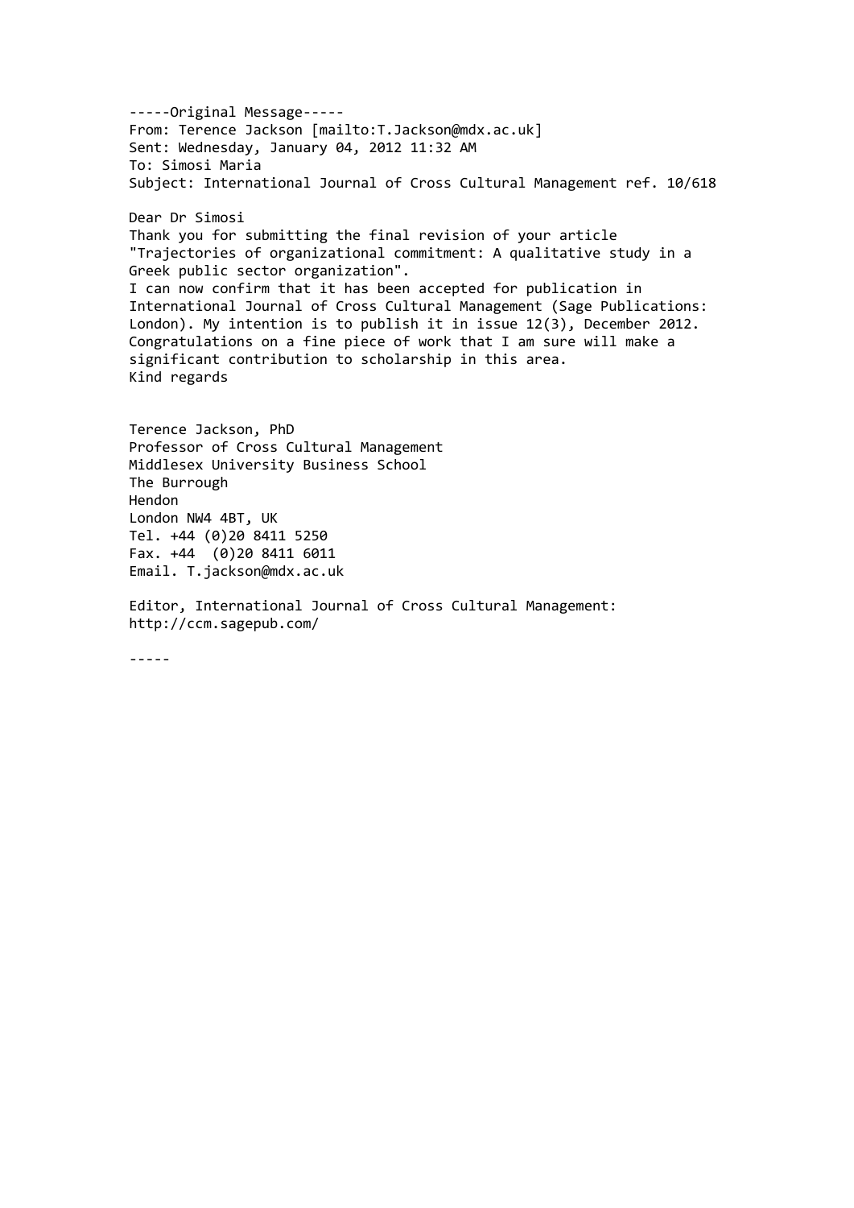-----Original Message-----
From: Terence Jackson [mailto:T.Jackson@mdx.ac.uk]
Sent: Wednesday, January 04, 2012 11:32 AM
To: Simosi Maria
Subject: International Journal of Cross Cultural Management ref. 10/618

Dear Dr Simosi
Thank you for submitting the final revision of your article "Trajectories of organizational commitment: A qualitative study in a Greek public sector organization".
I can now confirm that it has been accepted for publication in International Journal of Cross Cultural Management (Sage Publications: London). My intention is to publish it in issue 12(3), December 2012.
Congratulations on a fine piece of work that I am sure will make a significant contribution to scholarship in this area.
Kind regards

Terence Jackson, PhD
Professor of Cross Cultural Management
Middlesex University Business School
The Burrough
Hendon
London NW4 4BT, UK
Tel. +44 (0)20 8411 5250
Fax. +44 (0)20 8411 6011
Email. T.jackson@mdx.ac.uk

Editor, International Journal of Cross Cultural Management:
http://ccm.sagepub.com/

-----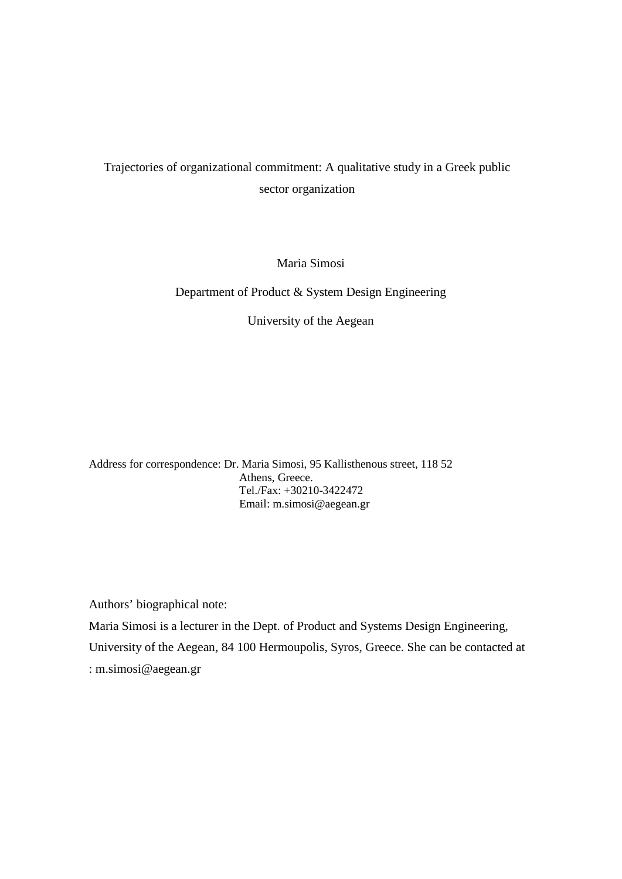# Trajectories of organizational commitment: A qualitative study in a Greek public sector organization

Maria Simosi

Department of Product & System Design Engineering

University of the Aegean

Address for correspondence: Dr. Maria Simosi, 95 Kallisthenous street, 118 52 Athens, Greece.
Tel./Fax: +30210-3422472
Email: m.simosi@aegean.gr

Authors' biographical note:

Maria Simosi is a lecturer in the Dept. of Product and Systems Design Engineering, University of the Aegean, 84 100 Hermoupolis, Syros, Greece. She can be contacted at : m.simosi@aegean.gr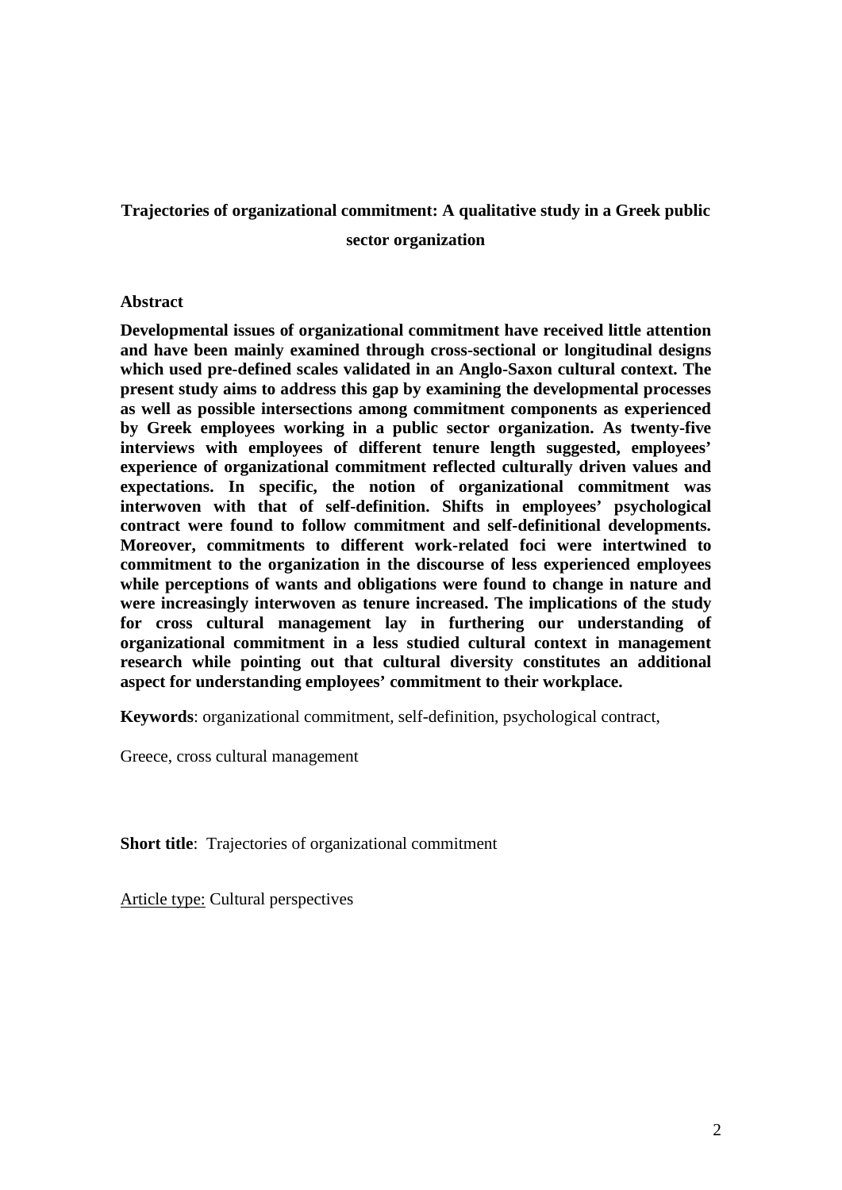**Trajectories of organizational commitment: A qualitative study in a Greek public sector organization**

**Abstract**

**Developmental issues of organizational commitment have received little attention and have been mainly examined through cross-sectional or longitudinal designs which used pre-defined scales validated in an Anglo-Saxon cultural context. The present study aims to address this gap by examining the developmental processes as well as possible intersections among commitment components as experienced by Greek employees working in a public sector organization. As twenty-five interviews with employees of different tenure length suggested, employees' experience of organizational commitment reflected culturally driven values and expectations. In specific, the notion of organizational commitment was interwoven with that of self-definition. Shifts in employees' psychological contract were found to follow commitment and self-definitional developments. Moreover, commitments to different work-related foci were intertwined to commitment to the organization in the discourse of less experienced employees while perceptions of wants and obligations were found to change in nature and were increasingly interwoven as tenure increased. The implications of the study for cross cultural management lay in furthering our understanding of organizational commitment in a less studied cultural context in management research while pointing out that cultural diversity constitutes an additional aspect for understanding employees' commitment to their workplace.**

**Keywords**: organizational commitment, self-definition, psychological contract, Greece, cross cultural management

**Short title**: Trajectories of organizational commitment

Article type: Cultural perspectives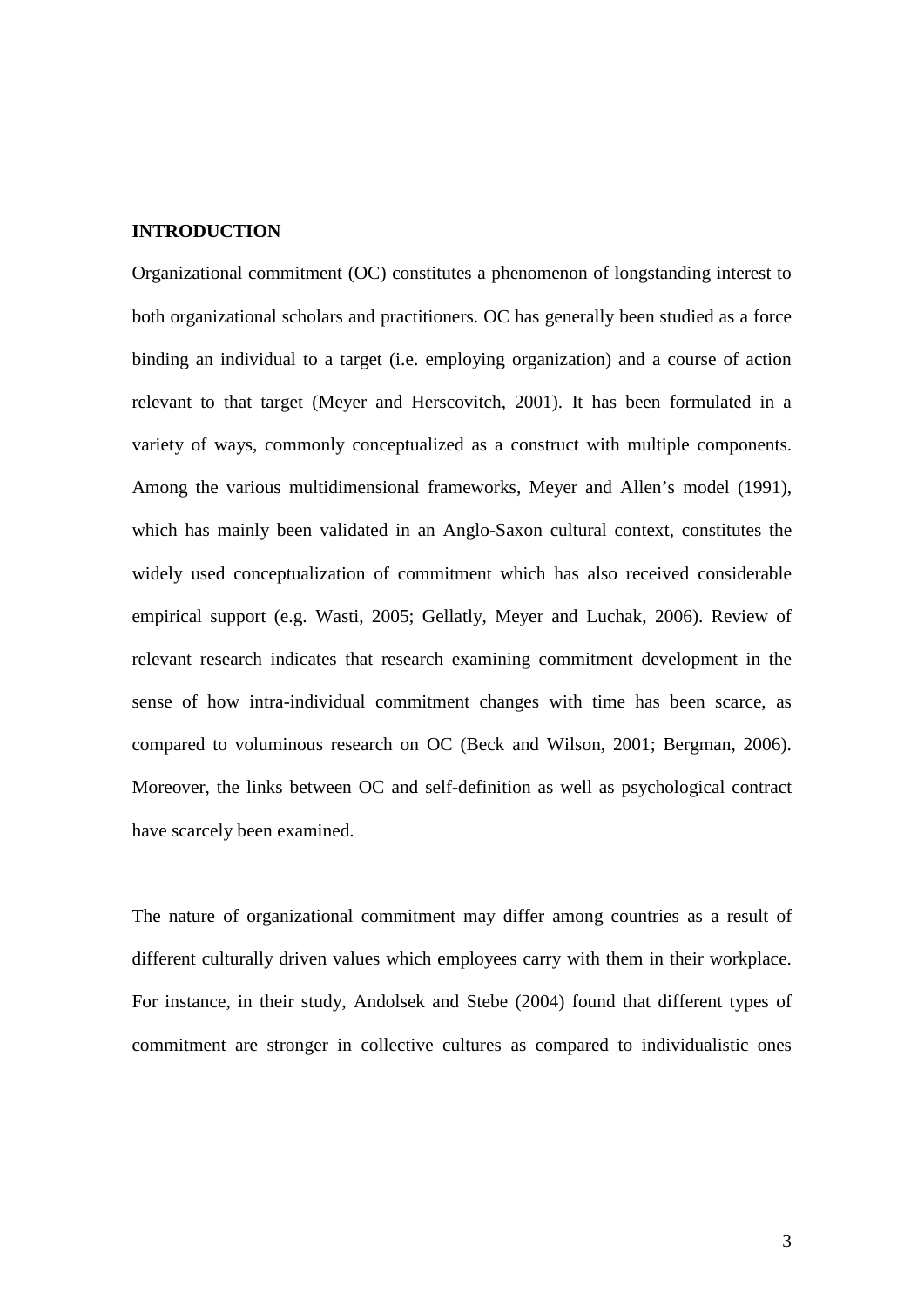## INTRODUCTION

Organizational commitment (OC) constitutes a phenomenon of longstanding interest to both organizational scholars and practitioners. OC has generally been studied as a force binding an individual to a target (i.e. employing organization) and a course of action relevant to that target (Meyer and Herscovitch, 2001). It has been formulated in a variety of ways, commonly conceptualized as a construct with multiple components. Among the various multidimensional frameworks, Meyer and Allen's model (1991), which has mainly been validated in an Anglo-Saxon cultural context, constitutes the widely used conceptualization of commitment which has also received considerable empirical support (e.g. Wasti, 2005; Gellatly, Meyer and Luchak, 2006). Review of relevant research indicates that research examining commitment development in the sense of how intra-individual commitment changes with time has been scarce, as compared to voluminous research on OC (Beck and Wilson, 2001; Bergman, 2006). Moreover, the links between OC and self-definition as well as psychological contract have scarcely been examined.

The nature of organizational commitment may differ among countries as a result of different culturally driven values which employees carry with them in their workplace. For instance, in their study, Andolsek and Stebe (2004) found that different types of commitment are stronger in collective cultures as compared to individualistic ones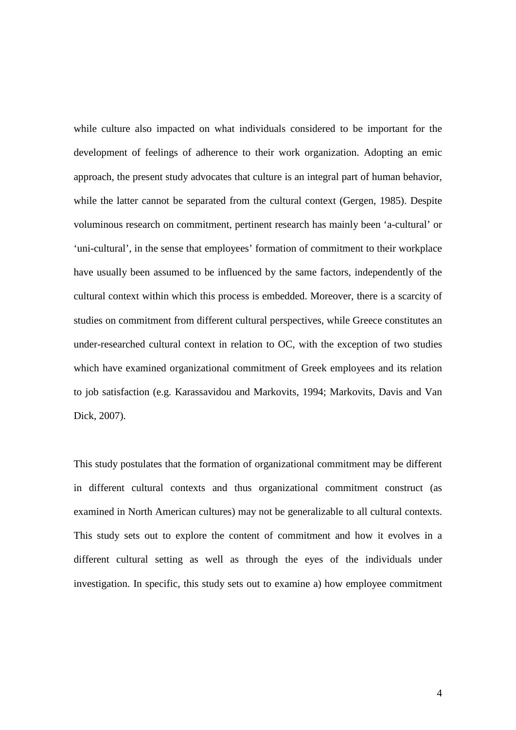while culture also impacted on what individuals considered to be important for the development of feelings of adherence to their work organization. Adopting an emic approach, the present study advocates that culture is an integral part of human behavior, while the latter cannot be separated from the cultural context (Gergen, 1985). Despite voluminous research on commitment, pertinent research has mainly been 'a-cultural' or 'uni-cultural', in the sense that employees' formation of commitment to their workplace have usually been assumed to be influenced by the same factors, independently of the cultural context within which this process is embedded. Moreover, there is a scarcity of studies on commitment from different cultural perspectives, while Greece constitutes an under-researched cultural context in relation to OC, with the exception of two studies which have examined organizational commitment of Greek employees and its relation to job satisfaction (e.g. Karassavidou and Markovits, 1994; Markovits, Davis and Van Dick, 2007).

This study postulates that the formation of organizational commitment may be different in different cultural contexts and thus organizational commitment construct (as examined in North American cultures) may not be generalizable to all cultural contexts. This study sets out to explore the content of commitment and how it evolves in a different cultural setting as well as through the eyes of the individuals under investigation. In specific, this study sets out to examine a) how employee commitment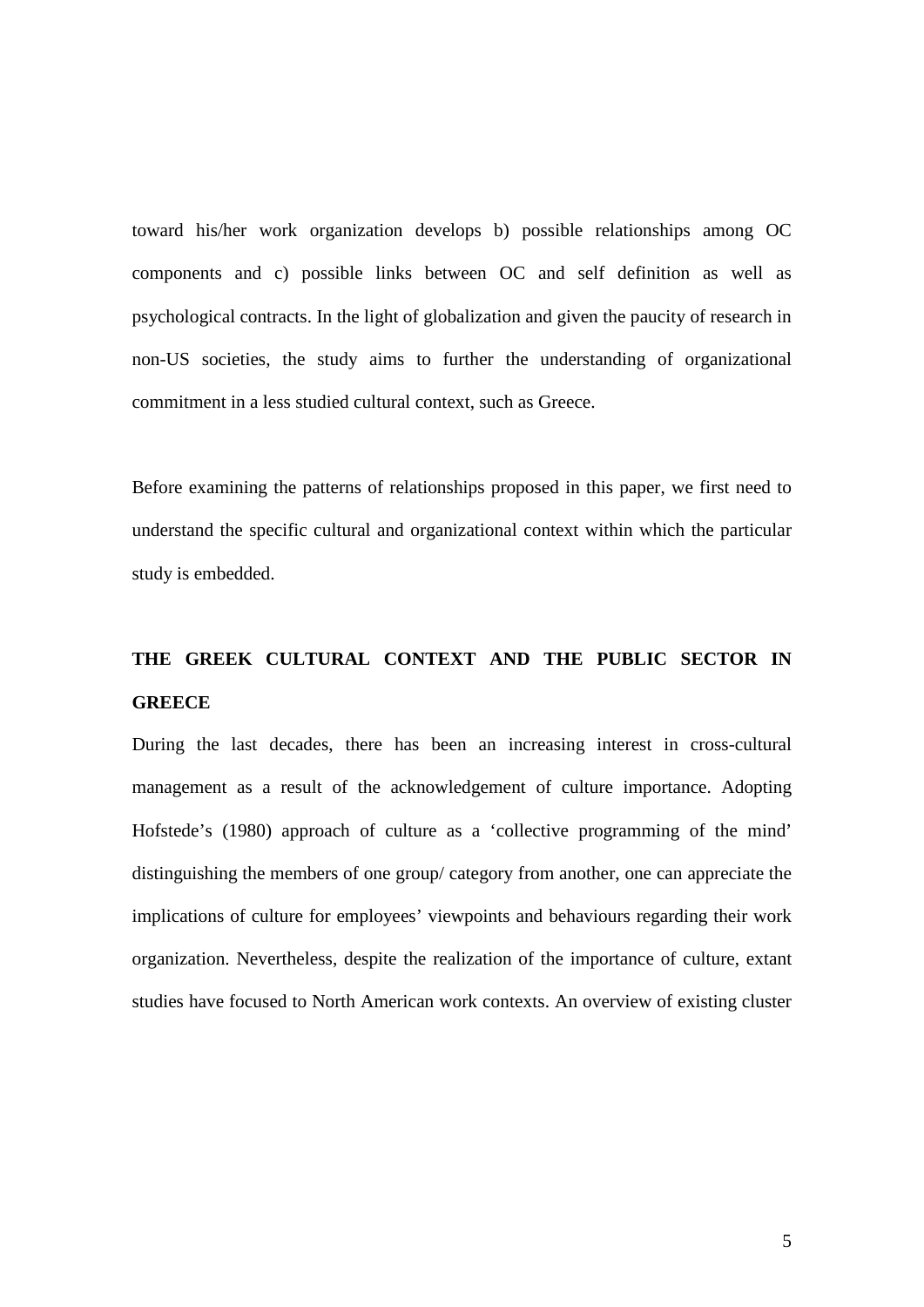toward his/her work organization develops b) possible relationships among OC components and c) possible links between OC and self definition as well as psychological contracts. In the light of globalization and given the paucity of research in non-US societies, the study aims to further the understanding of organizational commitment in a less studied cultural context, such as Greece.

Before examining the patterns of relationships proposed in this paper, we first need to understand the specific cultural and organizational context within which the particular study is embedded.

## THE GREEK CULTURAL CONTEXT AND THE PUBLIC SECTOR IN GREECE

During the last decades, there has been an increasing interest in cross-cultural management as a result of the acknowledgement of culture importance. Adopting Hofstede's (1980) approach of culture as a 'collective programming of the mind' distinguishing the members of one group/ category from another, one can appreciate the implications of culture for employees' viewpoints and behaviours regarding their work organization. Nevertheless, despite the realization of the importance of culture, extant studies have focused to North American work contexts. An overview of existing cluster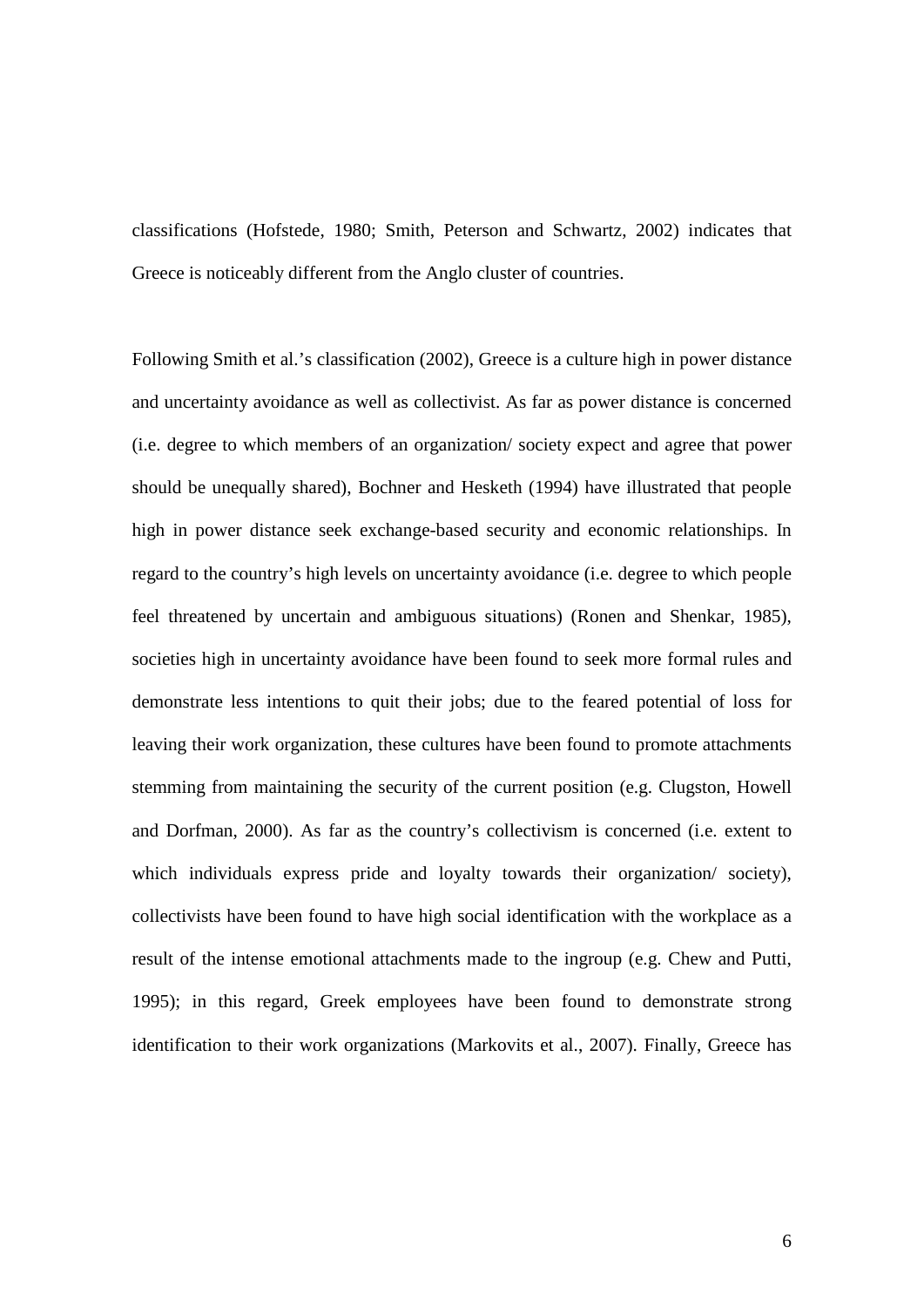classifications (Hofstede, 1980; Smith, Peterson and Schwartz, 2002) indicates that Greece is noticeably different from the Anglo cluster of countries.

Following Smith et al.'s classification (2002), Greece is a culture high in power distance and uncertainty avoidance as well as collectivist. As far as power distance is concerned (i.e. degree to which members of an organization/ society expect and agree that power should be unequally shared), Bochner and Hesketh (1994) have illustrated that people high in power distance seek exchange-based security and economic relationships. In regard to the country's high levels on uncertainty avoidance (i.e. degree to which people feel threatened by uncertain and ambiguous situations) (Ronen and Shenkar, 1985), societies high in uncertainty avoidance have been found to seek more formal rules and demonstrate less intentions to quit their jobs; due to the feared potential of loss for leaving their work organization, these cultures have been found to promote attachments stemming from maintaining the security of the current position (e.g. Clugston, Howell and Dorfman, 2000). As far as the country's collectivism is concerned (i.e. extent to which individuals express pride and loyalty towards their organization/ society), collectivists have been found to have high social identification with the workplace as a result of the intense emotional attachments made to the ingroup (e.g. Chew and Putti, 1995); in this regard, Greek employees have been found to demonstrate strong identification to their work organizations (Markovits et al., 2007). Finally, Greece has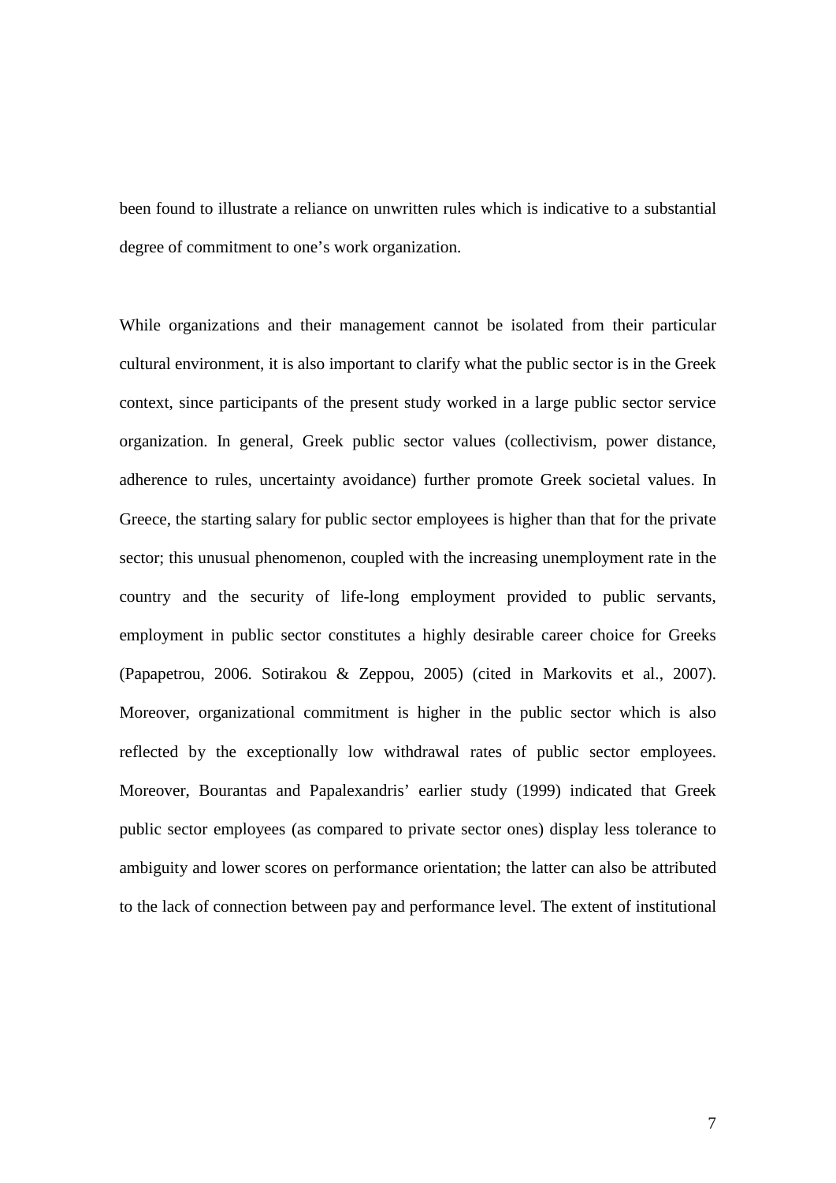been found to illustrate a reliance on unwritten rules which is indicative to a substantial degree of commitment to one's work organization.

While organizations and their management cannot be isolated from their particular cultural environment, it is also important to clarify what the public sector is in the Greek context, since participants of the present study worked in a large public sector service organization. In general, Greek public sector values (collectivism, power distance, adherence to rules, uncertainty avoidance) further promote Greek societal values. In Greece, the starting salary for public sector employees is higher than that for the private sector; this unusual phenomenon, coupled with the increasing unemployment rate in the country and the security of life-long employment provided to public servants, employment in public sector constitutes a highly desirable career choice for Greeks (Papapetrou, 2006. Sotirakou & Zeppou, 2005) (cited in Markovits et al., 2007). Moreover, organizational commitment is higher in the public sector which is also reflected by the exceptionally low withdrawal rates of public sector employees. Moreover, Bourantas and Papalexandris' earlier study (1999) indicated that Greek public sector employees (as compared to private sector ones) display less tolerance to ambiguity and lower scores on performance orientation; the latter can also be attributed to the lack of connection between pay and performance level. The extent of institutional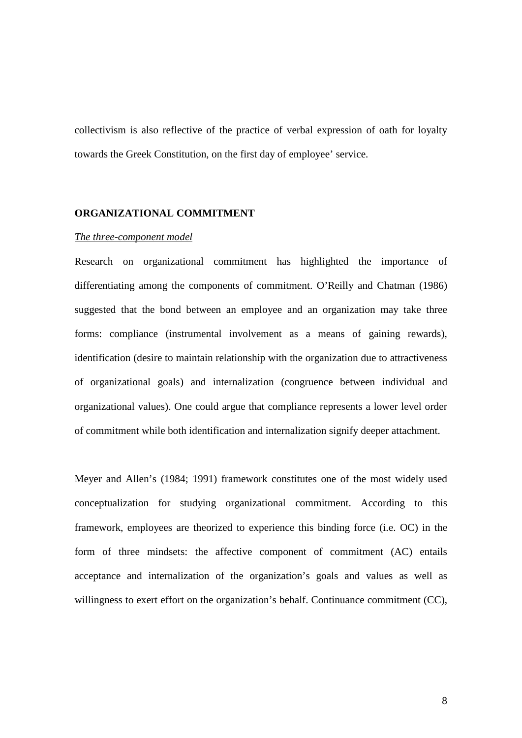collectivism is also reflective of the practice of verbal expression of oath for loyalty towards the Greek Constitution, on the first day of employee' service.

## ORGANIZATIONAL COMMITMENT

### *The three-component model*

Research on organizational commitment has highlighted the importance of differentiating among the components of commitment. O'Reilly and Chatman (1986) suggested that the bond between an employee and an organization may take three forms: compliance (instrumental involvement as a means of gaining rewards), identification (desire to maintain relationship with the organization due to attractiveness of organizational goals) and internalization (congruence between individual and organizational values). One could argue that compliance represents a lower level order of commitment while both identification and internalization signify deeper attachment.

Meyer and Allen's (1984; 1991) framework constitutes one of the most widely used conceptualization for studying organizational commitment. According to this framework, employees are theorized to experience this binding force (i.e. OC) in the form of three mindsets: the affective component of commitment (AC) entails acceptance and internalization of the organization's goals and values as well as willingness to exert effort on the organization's behalf. Continuance commitment (CC),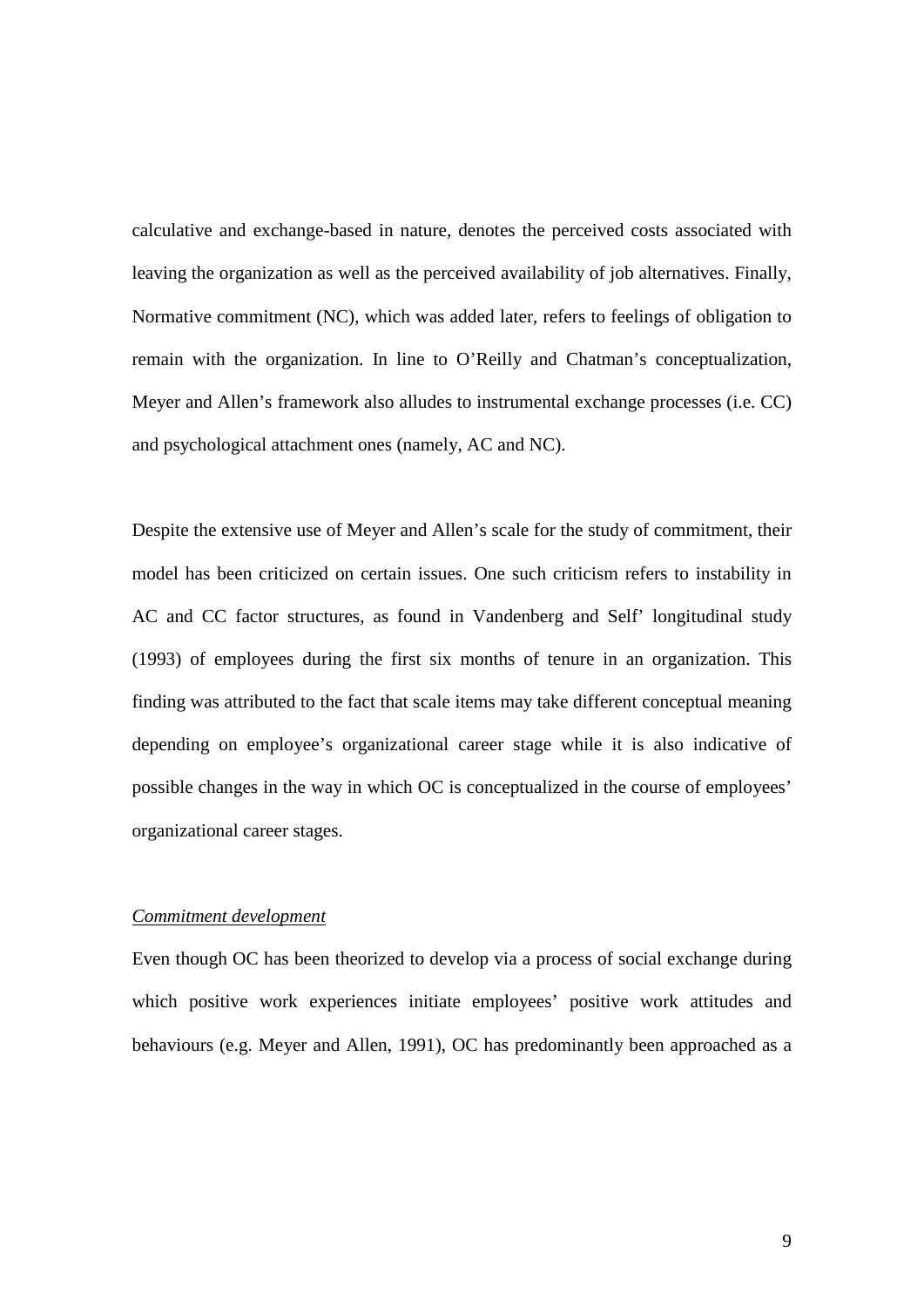calculative and exchange-based in nature, denotes the perceived costs associated with leaving the organization as well as the perceived availability of job alternatives. Finally, Normative commitment (NC), which was added later, refers to feelings of obligation to remain with the organization. In line to O'Reilly and Chatman's conceptualization, Meyer and Allen's framework also alludes to instrumental exchange processes (i.e. CC) and psychological attachment ones (namely, AC and NC).

Despite the extensive use of Meyer and Allen's scale for the study of commitment, their model has been criticized on certain issues. One such criticism refers to instability in AC and CC factor structures, as found in Vandenberg and Self' longitudinal study (1993) of employees during the first six months of tenure in an organization. This finding was attributed to the fact that scale items may take different conceptual meaning depending on employee's organizational career stage while it is also indicative of possible changes in the way in which OC is conceptualized in the course of employees' organizational career stages.

*Commitment development*

Even though OC has been theorized to develop via a process of social exchange during which positive work experiences initiate employees' positive work attitudes and behaviours (e.g. Meyer and Allen, 1991), OC has predominantly been approached as a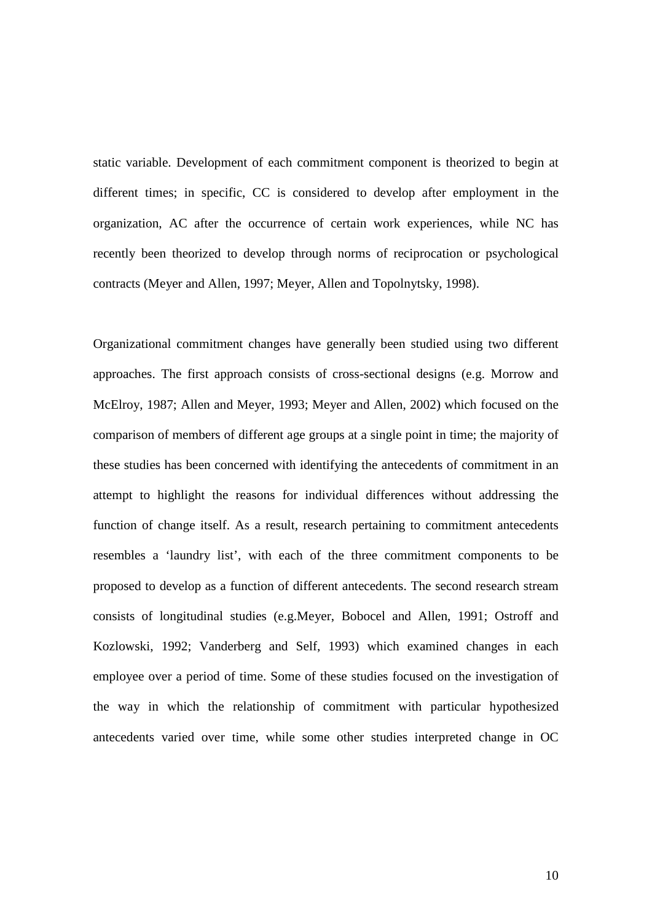static variable. Development of each commitment component is theorized to begin at different times; in specific, CC is considered to develop after employment in the organization, AC after the occurrence of certain work experiences, while NC has recently been theorized to develop through norms of reciprocation or psychological contracts (Meyer and Allen, 1997; Meyer, Allen and Topolnytsky, 1998).

Organizational commitment changes have generally been studied using two different approaches. The first approach consists of cross-sectional designs (e.g. Morrow and McElroy, 1987; Allen and Meyer, 1993; Meyer and Allen, 2002) which focused on the comparison of members of different age groups at a single point in time; the majority of these studies has been concerned with identifying the antecedents of commitment in an attempt to highlight the reasons for individual differences without addressing the function of change itself. As a result, research pertaining to commitment antecedents resembles a 'laundry list', with each of the three commitment components to be proposed to develop as a function of different antecedents. The second research stream consists of longitudinal studies (e.g.Meyer, Bobocel and Allen, 1991; Ostroff and Kozlowski, 1992; Vanderberg and Self, 1993) which examined changes in each employee over a period of time. Some of these studies focused on the investigation of the way in which the relationship of commitment with particular hypothesized antecedents varied over time, while some other studies interpreted change in OC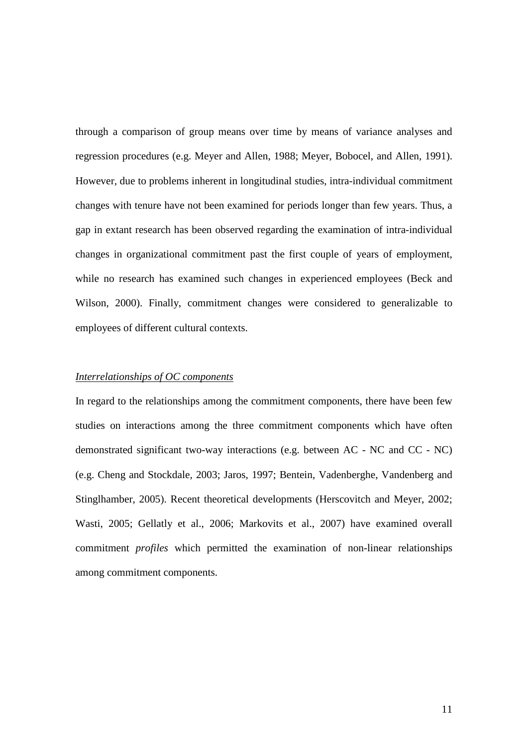through a comparison of group means over time by means of variance analyses and regression procedures (e.g. Meyer and Allen, 1988; Meyer, Bobocel, and Allen, 1991). However, due to problems inherent in longitudinal studies, intra-individual commitment changes with tenure have not been examined for periods longer than few years. Thus, a gap in extant research has been observed regarding the examination of intra-individual changes in organizational commitment past the first couple of years of employment, while no research has examined such changes in experienced employees (Beck and Wilson, 2000). Finally, commitment changes were considered to generalizable to employees of different cultural contexts.

*Interrelationships of OC components*

In regard to the relationships among the commitment components, there have been few studies on interactions among the three commitment components which have often demonstrated significant two-way interactions (e.g. between AC - NC and CC - NC) (e.g. Cheng and Stockdale, 2003; Jaros, 1997; Bentein, Vadenberghe, Vandenberg and Stinglhamber, 2005). Recent theoretical developments (Herscovitch and Meyer, 2002; Wasti, 2005; Gellatly et al., 2006; Markovits et al., 2007) have examined overall commitment *profiles* which permitted the examination of non-linear relationships among commitment components.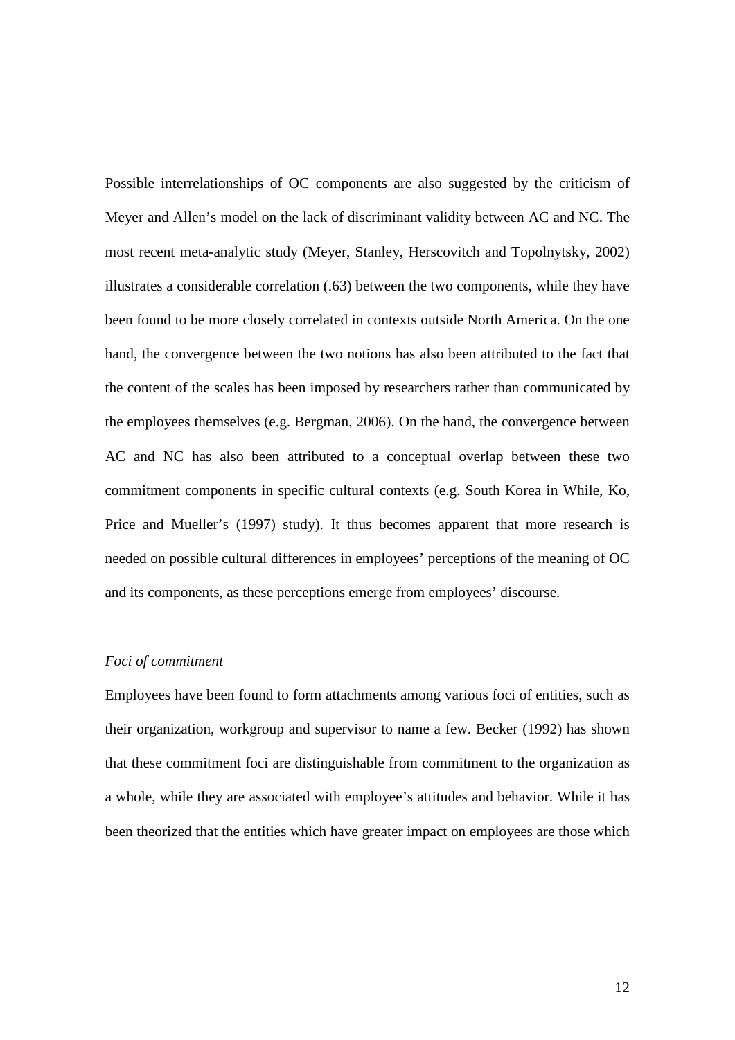Possible interrelationships of OC components are also suggested by the criticism of Meyer and Allen's model on the lack of discriminant validity between AC and NC. The most recent meta-analytic study (Meyer, Stanley, Herscovitch and Topolnytsky, 2002) illustrates a considerable correlation (.63) between the two components, while they have been found to be more closely correlated in contexts outside North America. On the one hand, the convergence between the two notions has also been attributed to the fact that the content of the scales has been imposed by researchers rather than communicated by the employees themselves (e.g. Bergman, 2006). On the hand, the convergence between AC and NC has also been attributed to a conceptual overlap between these two commitment components in specific cultural contexts (e.g. South Korea in While, Ko, Price and Mueller's (1997) study). It thus becomes apparent that more research is needed on possible cultural differences in employees' perceptions of the meaning of OC and its components, as these perceptions emerge from employees' discourse.

*Foci of commitment*

Employees have been found to form attachments among various foci of entities, such as their organization, workgroup and supervisor to name a few. Becker (1992) has shown that these commitment foci are distinguishable from commitment to the organization as a whole, while they are associated with employee's attitudes and behavior. While it has been theorized that the entities which have greater impact on employees are those which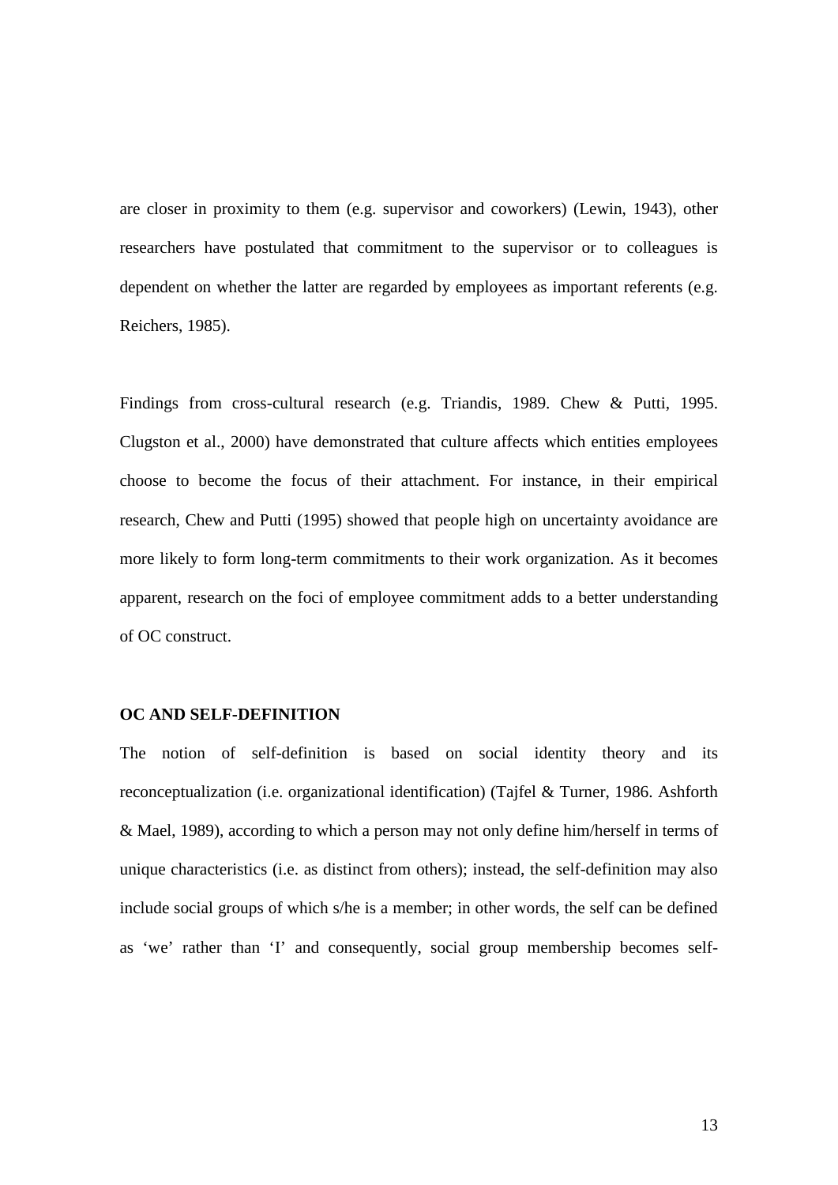are closer in proximity to them (e.g. supervisor and coworkers) (Lewin, 1943), other researchers have postulated that commitment to the supervisor or to colleagues is dependent on whether the latter are regarded by employees as important referents (e.g. Reichers, 1985).

Findings from cross-cultural research (e.g. Triandis, 1989. Chew & Putti, 1995. Clugston et al., 2000) have demonstrated that culture affects which entities employees choose to become the focus of their attachment. For instance, in their empirical research, Chew and Putti (1995) showed that people high on uncertainty avoidance are more likely to form long-term commitments to their work organization. As it becomes apparent, research on the foci of employee commitment adds to a better understanding of OC construct.

**OC AND SELF-DEFINITION**

The notion of self-definition is based on social identity theory and its reconceptualization (i.e. organizational identification) (Tajfel & Turner, 1986. Ashforth & Mael, 1989), according to which a person may not only define him/herself in terms of unique characteristics (i.e. as distinct from others); instead, the self-definition may also include social groups of which s/he is a member; in other words, the self can be defined as 'we' rather than 'I' and consequently, social group membership becomes self-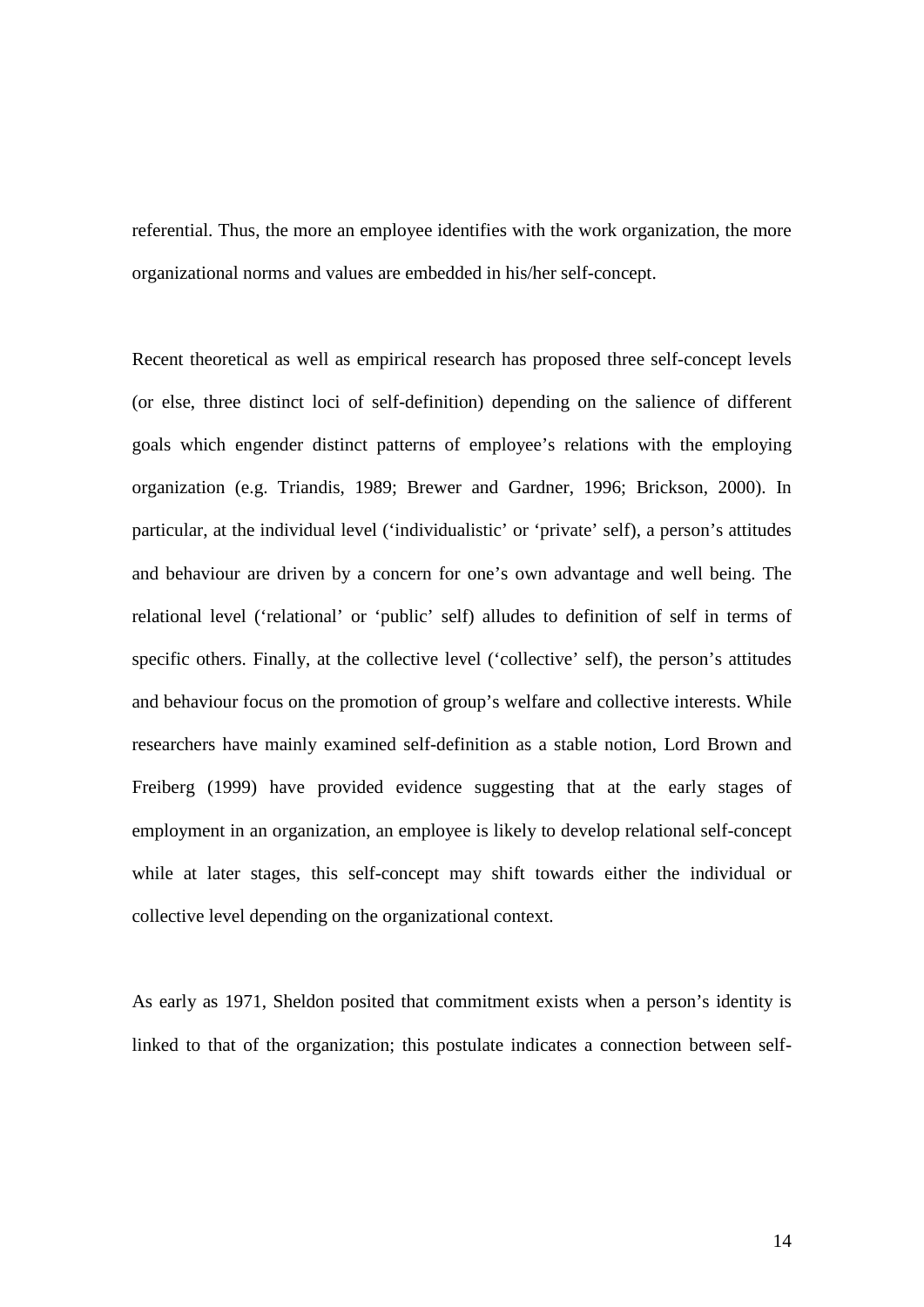referential. Thus, the more an employee identifies with the work organization, the more organizational norms and values are embedded in his/her self-concept.

Recent theoretical as well as empirical research has proposed three self-concept levels (or else, three distinct loci of self-definition) depending on the salience of different goals which engender distinct patterns of employee's relations with the employing organization (e.g. Triandis, 1989; Brewer and Gardner, 1996; Brickson, 2000). In particular, at the individual level ('individualistic' or 'private' self), a person's attitudes and behaviour are driven by a concern for one's own advantage and well being. The relational level ('relational' or 'public' self) alludes to definition of self in terms of specific others. Finally, at the collective level ('collective' self), the person's attitudes and behaviour focus on the promotion of group's welfare and collective interests. While researchers have mainly examined self-definition as a stable notion, Lord Brown and Freiberg (1999) have provided evidence suggesting that at the early stages of employment in an organization, an employee is likely to develop relational self-concept while at later stages, this self-concept may shift towards either the individual or collective level depending on the organizational context.

As early as 1971, Sheldon posited that commitment exists when a person's identity is linked to that of the organization; this postulate indicates a connection between self-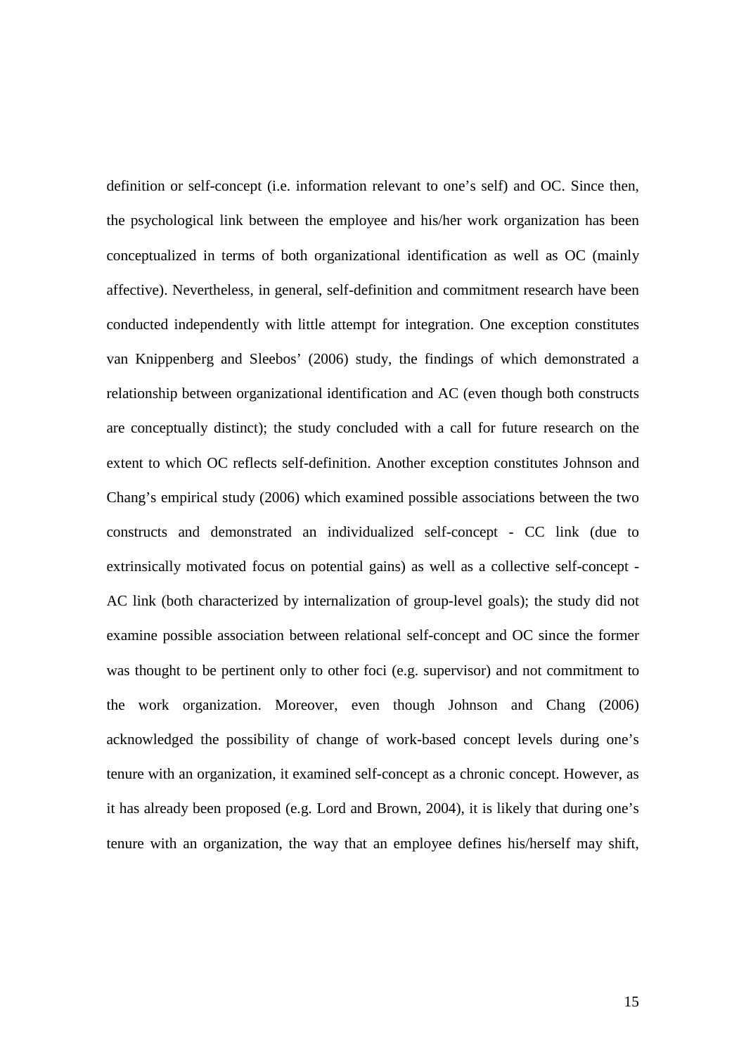definition or self-concept (i.e. information relevant to one's self) and OC. Since then, the psychological link between the employee and his/her work organization has been conceptualized in terms of both organizational identification as well as OC (mainly affective). Nevertheless, in general, self-definition and commitment research have been conducted independently with little attempt for integration. One exception constitutes van Knippenberg and Sleebos' (2006) study, the findings of which demonstrated a relationship between organizational identification and AC (even though both constructs are conceptually distinct); the study concluded with a call for future research on the extent to which OC reflects self-definition. Another exception constitutes Johnson and Chang's empirical study (2006) which examined possible associations between the two constructs and demonstrated an individualized self-concept - CC link (due to extrinsically motivated focus on potential gains) as well as a collective self-concept - AC link (both characterized by internalization of group-level goals); the study did not examine possible association between relational self-concept and OC since the former was thought to be pertinent only to other foci (e.g. supervisor) and not commitment to the work organization. Moreover, even though Johnson and Chang (2006) acknowledged the possibility of change of work-based concept levels during one's tenure with an organization, it examined self-concept as a chronic concept. However, as it has already been proposed (e.g. Lord and Brown, 2004), it is likely that during one's tenure with an organization, the way that an employee defines his/herself may shift,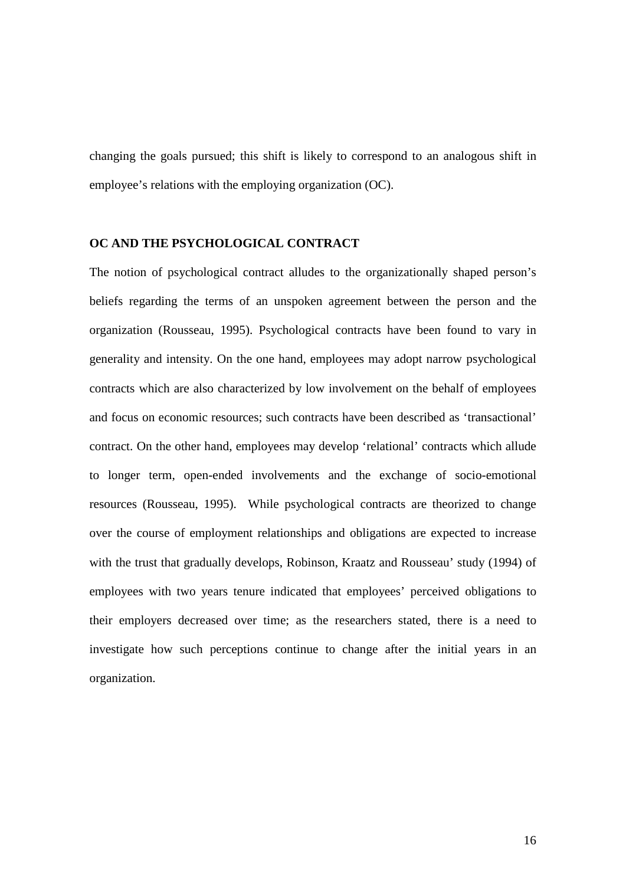changing the goals pursued; this shift is likely to correspond to an analogous shift in employee's relations with the employing organization (OC).

## OC AND THE PSYCHOLOGICAL CONTRACT

The notion of psychological contract alludes to the organizationally shaped person's beliefs regarding the terms of an unspoken agreement between the person and the organization (Rousseau, 1995). Psychological contracts have been found to vary in generality and intensity. On the one hand, employees may adopt narrow psychological contracts which are also characterized by low involvement on the behalf of employees and focus on economic resources; such contracts have been described as 'transactional' contract. On the other hand, employees may develop 'relational' contracts which allude to longer term, open-ended involvements and the exchange of socio-emotional resources (Rousseau, 1995). While psychological contracts are theorized to change over the course of employment relationships and obligations are expected to increase with the trust that gradually develops, Robinson, Kraatz and Rousseau' study (1994) of employees with two years tenure indicated that employees' perceived obligations to their employers decreased over time; as the researchers stated, there is a need to investigate how such perceptions continue to change after the initial years in an organization.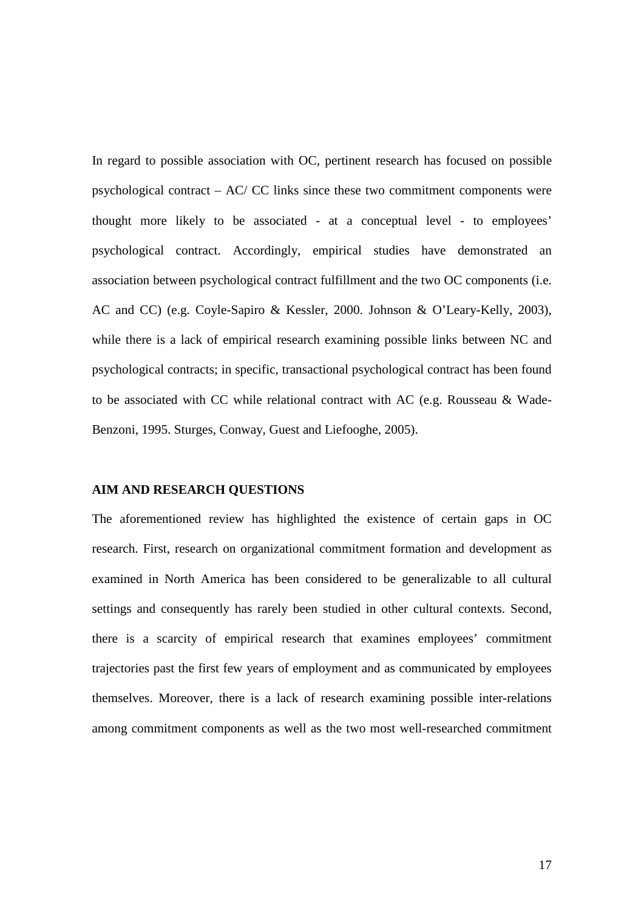In regard to possible association with OC, pertinent research has focused on possible psychological contract – AC/ CC links since these two commitment components were thought more likely to be associated - at a conceptual level - to employees' psychological contract. Accordingly, empirical studies have demonstrated an association between psychological contract fulfillment and the two OC components (i.e. AC and CC) (e.g. Coyle-Sapiro & Kessler, 2000. Johnson & O'Leary-Kelly, 2003), while there is a lack of empirical research examining possible links between NC and psychological contracts; in specific, transactional psychological contract has been found to be associated with CC while relational contract with AC (e.g. Rousseau & Wade-Benzoni, 1995. Sturges, Conway, Guest and Liefooghe, 2005).

**AIM AND RESEARCH QUESTIONS**

The aforementioned review has highlighted the existence of certain gaps in OC research. First, research on organizational commitment formation and development as examined in North America has been considered to be generalizable to all cultural settings and consequently has rarely been studied in other cultural contexts. Second, there is a scarcity of empirical research that examines employees' commitment trajectories past the first few years of employment and as communicated by employees themselves. Moreover, there is a lack of research examining possible inter-relations among commitment components as well as the two most well-researched commitment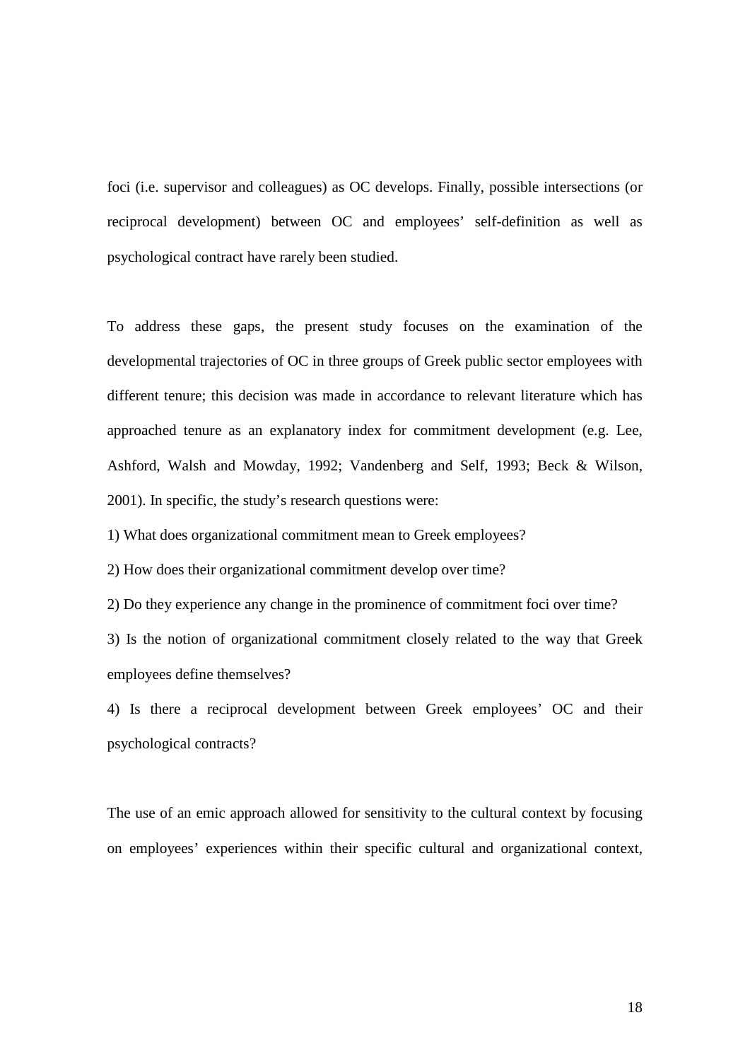foci (i.e. supervisor and colleagues) as OC develops. Finally, possible intersections (or reciprocal development) between OC and employees' self-definition as well as psychological contract have rarely been studied.

To address these gaps, the present study focuses on the examination of the developmental trajectories of OC in three groups of Greek public sector employees with different tenure; this decision was made in accordance to relevant literature which has approached tenure as an explanatory index for commitment development (e.g. Lee, Ashford, Walsh and Mowday, 1992; Vandenberg and Self, 1993; Beck & Wilson, 2001). In specific, the study's research questions were:

1) What does organizational commitment mean to Greek employees?

2) How does their organizational commitment develop over time?

2) Do they experience any change in the prominence of commitment foci over time?

3) Is the notion of organizational commitment closely related to the way that Greek employees define themselves?

4) Is there a reciprocal development between Greek employees' OC and their psychological contracts?

The use of an emic approach allowed for sensitivity to the cultural context by focusing on employees' experiences within their specific cultural and organizational context,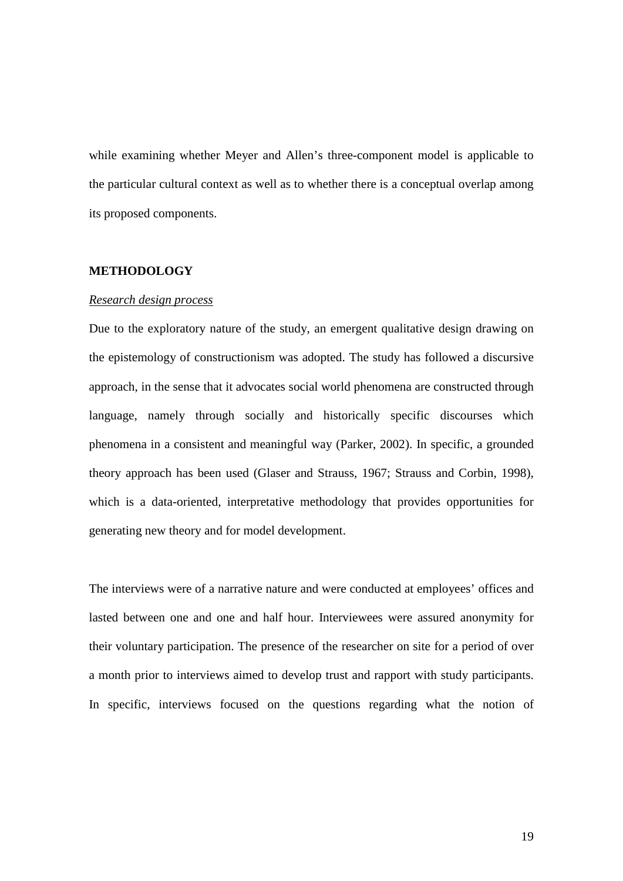while examining whether Meyer and Allen's three-component model is applicable to the particular cultural context as well as to whether there is a conceptual overlap among its proposed components.

## METHODOLOGY

### *Research design process*

Due to the exploratory nature of the study, an emergent qualitative design drawing on the epistemology of constructionism was adopted. The study has followed a discursive approach, in the sense that it advocates social world phenomena are constructed through language, namely through socially and historically specific discourses which phenomena in a consistent and meaningful way (Parker, 2002). In specific, a grounded theory approach has been used (Glaser and Strauss, 1967; Strauss and Corbin, 1998), which is a data-oriented, interpretative methodology that provides opportunities for generating new theory and for model development.

The interviews were of a narrative nature and were conducted at employees' offices and lasted between one and one and half hour. Interviewees were assured anonymity for their voluntary participation. The presence of the researcher on site for a period of over a month prior to interviews aimed to develop trust and rapport with study participants. In specific, interviews focused on the questions regarding what the notion of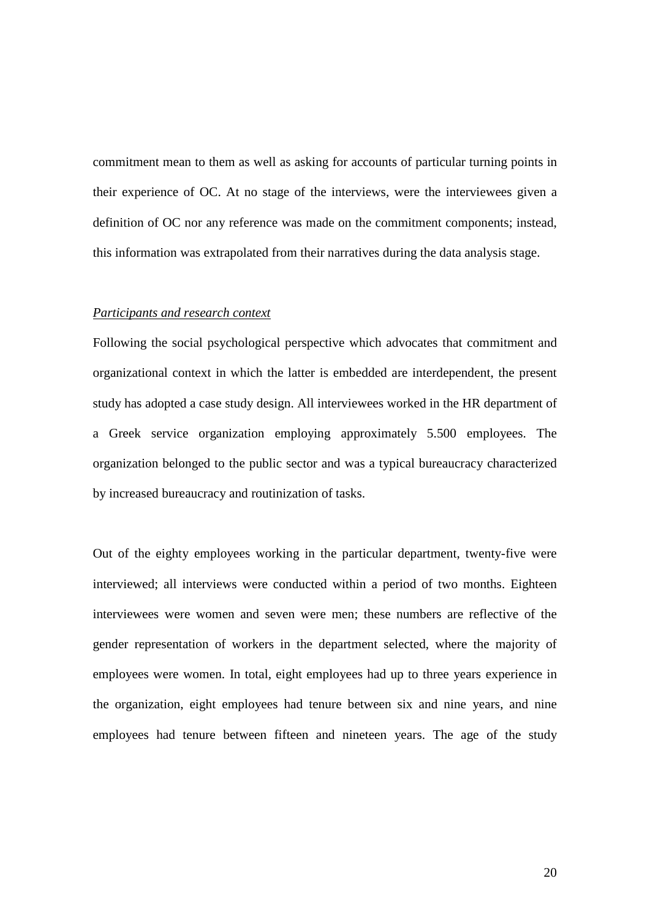commitment mean to them as well as asking for accounts of particular turning points in their experience of OC. At no stage of the interviews, were the interviewees given a definition of OC nor any reference was made on the commitment components; instead, this information was extrapolated from their narratives during the data analysis stage.

*Participants and research context*

Following the social psychological perspective which advocates that commitment and organizational context in which the latter is embedded are interdependent, the present study has adopted a case study design. All interviewees worked in the HR department of a Greek service organization employing approximately 5.500 employees. The organization belonged to the public sector and was a typical bureaucracy characterized by increased bureaucracy and routinization of tasks.

Out of the eighty employees working in the particular department, twenty-five were interviewed; all interviews were conducted within a period of two months. Eighteen interviewees were women and seven were men; these numbers are reflective of the gender representation of workers in the department selected, where the majority of employees were women. In total, eight employees had up to three years experience in the organization, eight employees had tenure between six and nine years, and nine employees had tenure between fifteen and nineteen years. The age of the study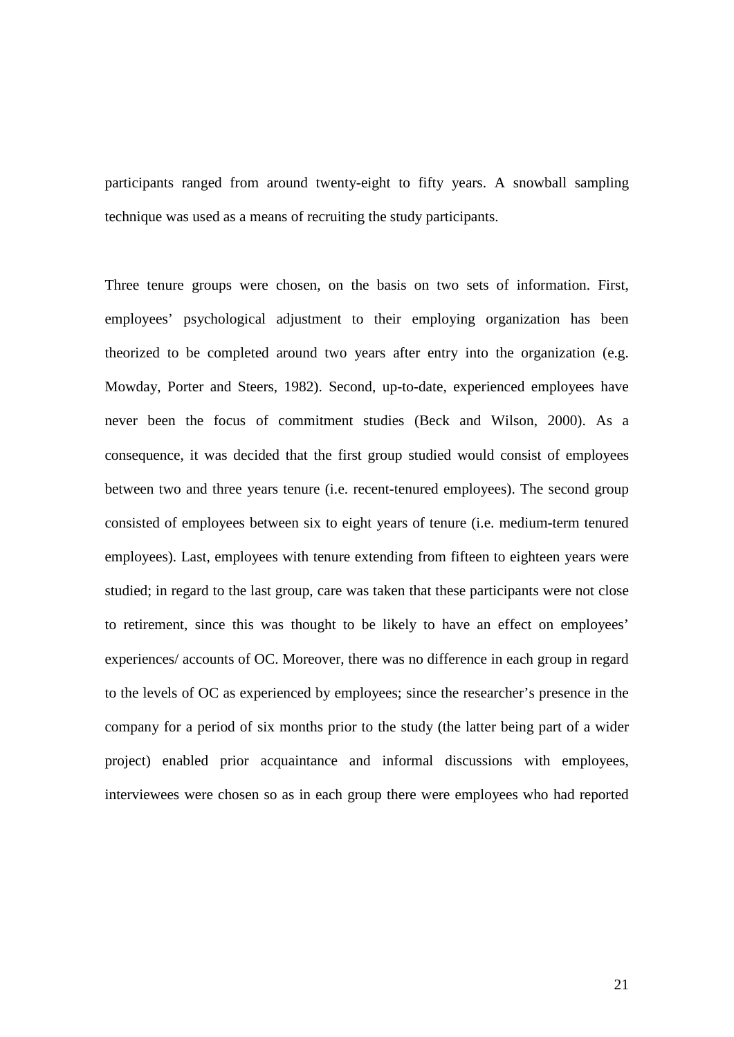participants ranged from around twenty-eight to fifty years. A snowball sampling technique was used as a means of recruiting the study participants.

Three tenure groups were chosen, on the basis on two sets of information. First, employees' psychological adjustment to their employing organization has been theorized to be completed around two years after entry into the organization (e.g. Mowday, Porter and Steers, 1982). Second, up-to-date, experienced employees have never been the focus of commitment studies (Beck and Wilson, 2000). As a consequence, it was decided that the first group studied would consist of employees between two and three years tenure (i.e. recent-tenured employees). The second group consisted of employees between six to eight years of tenure (i.e. medium-term tenured employees). Last, employees with tenure extending from fifteen to eighteen years were studied; in regard to the last group, care was taken that these participants were not close to retirement, since this was thought to be likely to have an effect on employees' experiences/ accounts of OC. Moreover, there was no difference in each group in regard to the levels of OC as experienced by employees; since the researcher's presence in the company for a period of six months prior to the study (the latter being part of a wider project) enabled prior acquaintance and informal discussions with employees, interviewees were chosen so as in each group there were employees who had reported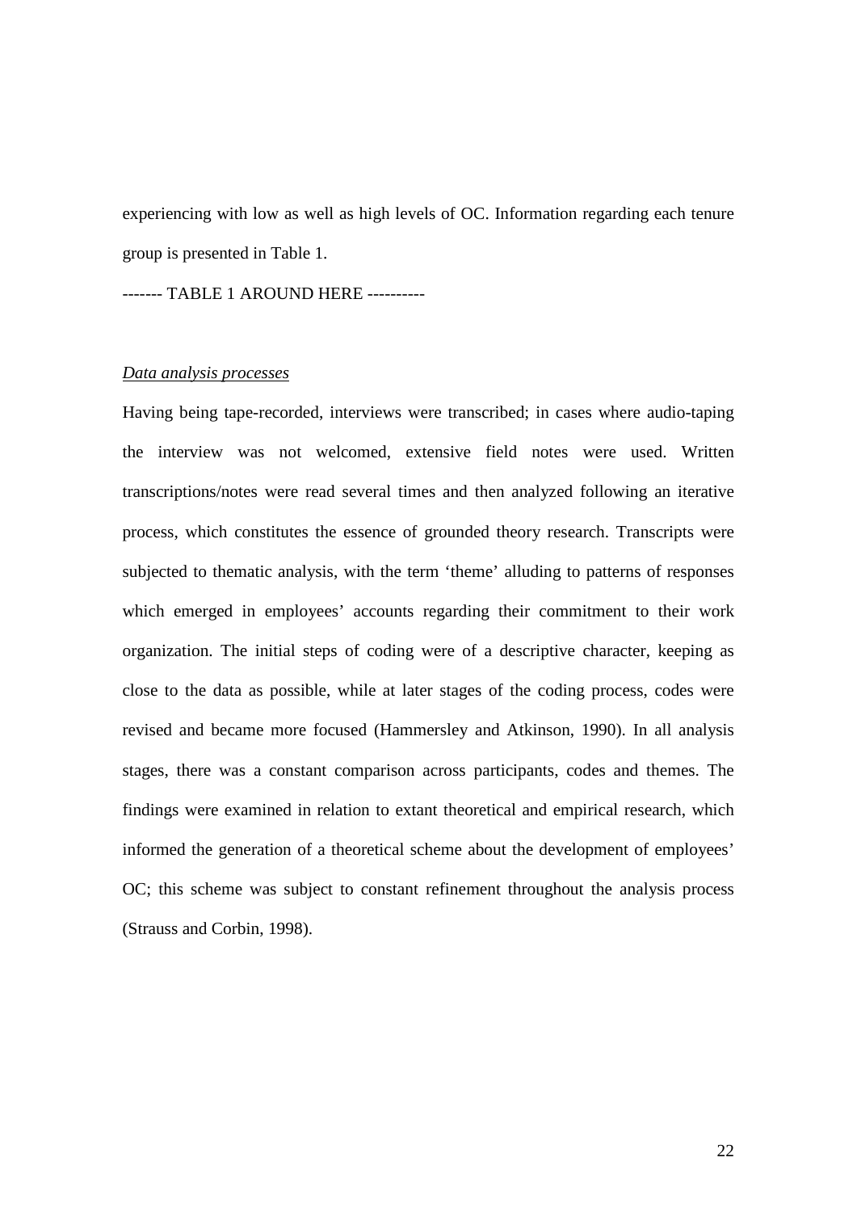experiencing with low as well as high levels of OC. Information regarding each tenure group is presented in Table 1.

------- TABLE 1 AROUND HERE ----------

*Data analysis processes*

Having being tape-recorded, interviews were transcribed; in cases where audio-taping the interview was not welcomed, extensive field notes were used. Written transcriptions/notes were read several times and then analyzed following an iterative process, which constitutes the essence of grounded theory research. Transcripts were subjected to thematic analysis, with the term 'theme' alluding to patterns of responses which emerged in employees' accounts regarding their commitment to their work organization. The initial steps of coding were of a descriptive character, keeping as close to the data as possible, while at later stages of the coding process, codes were revised and became more focused (Hammersley and Atkinson, 1990). In all analysis stages, there was a constant comparison across participants, codes and themes. The findings were examined in relation to extant theoretical and empirical research, which informed the generation of a theoretical scheme about the development of employees' OC; this scheme was subject to constant refinement throughout the analysis process (Strauss and Corbin, 1998).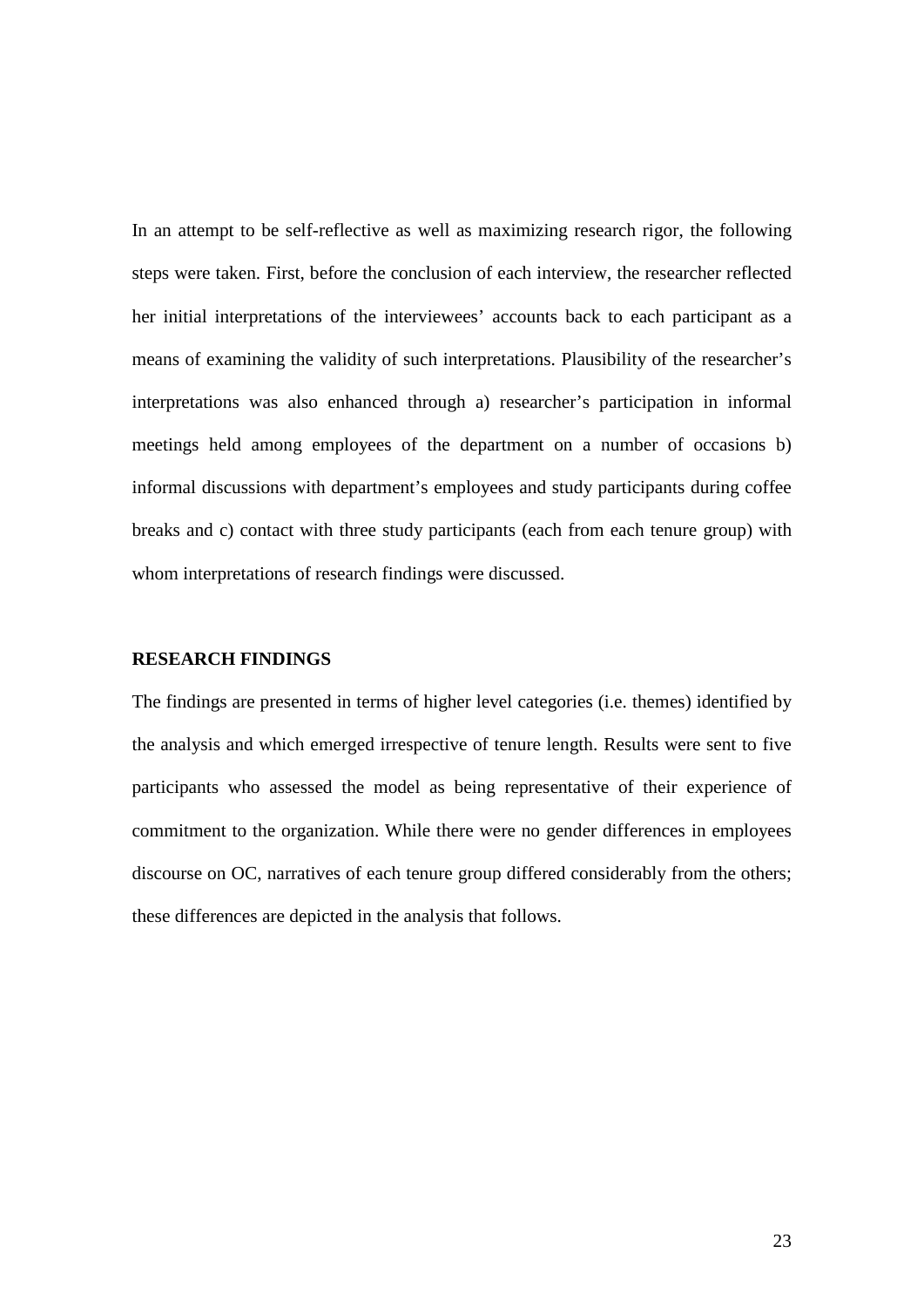In an attempt to be self-reflective as well as maximizing research rigor, the following steps were taken. First, before the conclusion of each interview, the researcher reflected her initial interpretations of the interviewees' accounts back to each participant as a means of examining the validity of such interpretations. Plausibility of the researcher's interpretations was also enhanced through a) researcher's participation in informal meetings held among employees of the department on a number of occasions b) informal discussions with department's employees and study participants during coffee breaks and c) contact with three study participants (each from each tenure group) with whom interpretations of research findings were discussed.

## RESEARCH FINDINGS

The findings are presented in terms of higher level categories (i.e. themes) identified by the analysis and which emerged irrespective of tenure length. Results were sent to five participants who assessed the model as being representative of their experience of commitment to the organization. While there were no gender differences in employees discourse on OC, narratives of each tenure group differed considerably from the others; these differences are depicted in the analysis that follows.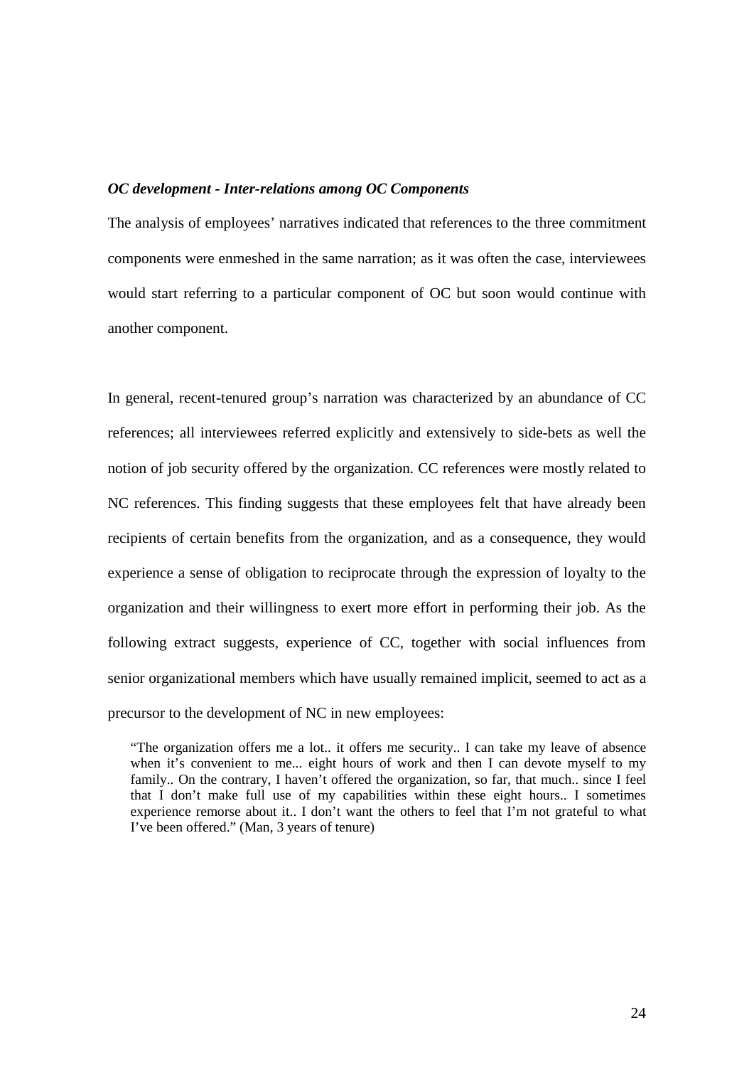***OC development - Inter-relations among OC Components***

The analysis of employees' narratives indicated that references to the three commitment components were enmeshed in the same narration; as it was often the case, interviewees would start referring to a particular component of OC but soon would continue with another component.

In general, recent-tenured group's narration was characterized by an abundance of CC references; all interviewees referred explicitly and extensively to side-bets as well the notion of job security offered by the organization. CC references were mostly related to NC references. This finding suggests that these employees felt that have already been recipients of certain benefits from the organization, and as a consequence, they would experience a sense of obligation to reciprocate through the expression of loyalty to the organization and their willingness to exert more effort in performing their job. As the following extract suggests, experience of CC, together with social influences from senior organizational members which have usually remained implicit, seemed to act as a precursor to the development of NC in new employees:

> "The organization offers me a lot.. it offers me security.. I can take my leave of absence when it's convenient to me... eight hours of work and then I can devote myself to my family.. On the contrary, I haven't offered the organization, so far, that much.. since I feel that I don't make full use of my capabilities within these eight hours.. I sometimes experience remorse about it.. I don't want the others to feel that I'm not grateful to what I've been offered." (Man, 3 years of tenure)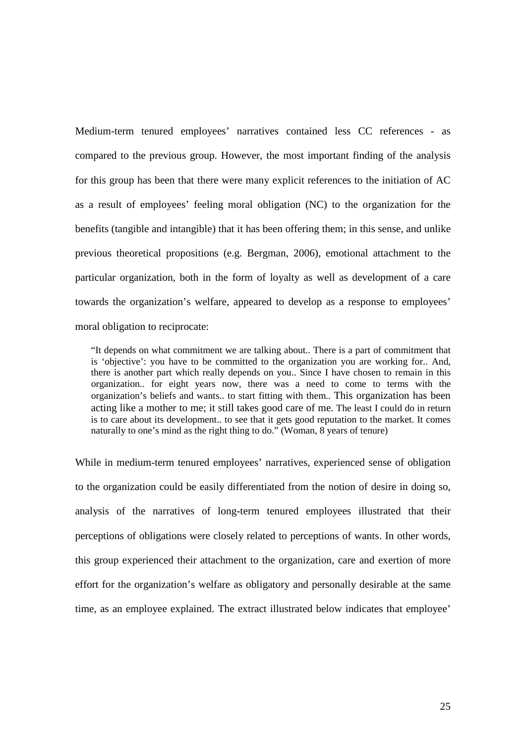Medium-term tenured employees' narratives contained less CC references - as compared to the previous group. However, the most important finding of the analysis for this group has been that there were many explicit references to the initiation of AC as a result of employees' feeling moral obligation (NC) to the organization for the benefits (tangible and intangible) that it has been offering them; in this sense, and unlike previous theoretical propositions (e.g. Bergman, 2006), emotional attachment to the particular organization, both in the form of loyalty as well as development of a care towards the organization's welfare, appeared to develop as a response to employees' moral obligation to reciprocate:

> "It depends on what commitment we are talking about.. There is a part of commitment that is 'objective': you have to be committed to the organization you are working for.. And, there is another part which really depends on you.. Since I have chosen to remain in this organization.. for eight years now, there was a need to come to terms with the organization's beliefs and wants.. to start fitting with them.. This organization has been acting like a mother to me; it still takes good care of me. The least I could do in return is to care about its development.. to see that it gets good reputation to the market. It comes naturally to one's mind as the right thing to do." (Woman, 8 years of tenure)

While in medium-term tenured employees' narratives, experienced sense of obligation to the organization could be easily differentiated from the notion of desire in doing so, analysis of the narratives of long-term tenured employees illustrated that their perceptions of obligations were closely related to perceptions of wants. In other words, this group experienced their attachment to the organization, care and exertion of more effort for the organization's welfare as obligatory and personally desirable at the same time, as an employee explained. The extract illustrated below indicates that employee'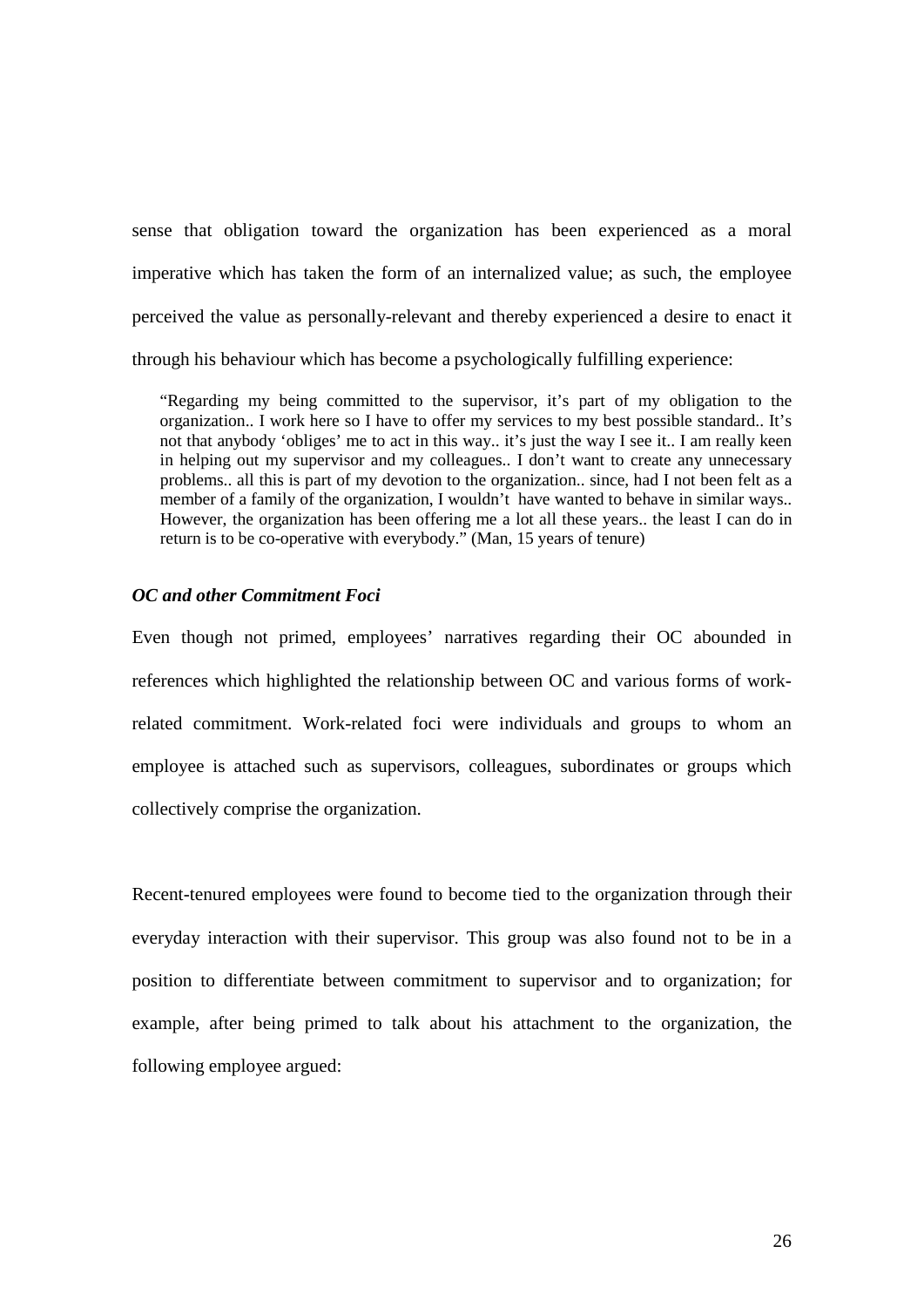sense that obligation toward the organization has been experienced as a moral imperative which has taken the form of an internalized value; as such, the employee perceived the value as personally-relevant and thereby experienced a desire to enact it through his behaviour which has become a psychologically fulfilling experience:

> "Regarding my being committed to the supervisor, it's part of my obligation to the organization.. I work here so I have to offer my services to my best possible standard.. It's not that anybody 'obliges' me to act in this way.. it's just the way I see it.. I am really keen in helping out my supervisor and my colleagues.. I don't want to create any unnecessary problems.. all this is part of my devotion to the organization.. since, had I not been felt as a member of a family of the organization, I wouldn't have wanted to behave in similar ways.. However, the organization has been offering me a lot all these years.. the least I can do in return is to be co-operative with everybody." (Man, 15 years of tenure)

***OC and other Commitment Foci***

Even though not primed, employees' narratives regarding their OC abounded in references which highlighted the relationship between OC and various forms of work-related commitment. Work-related foci were individuals and groups to whom an employee is attached such as supervisors, colleagues, subordinates or groups which collectively comprise the organization.

Recent-tenured employees were found to become tied to the organization through their everyday interaction with their supervisor. This group was also found not to be in a position to differentiate between commitment to supervisor and to organization; for example, after being primed to talk about his attachment to the organization, the following employee argued: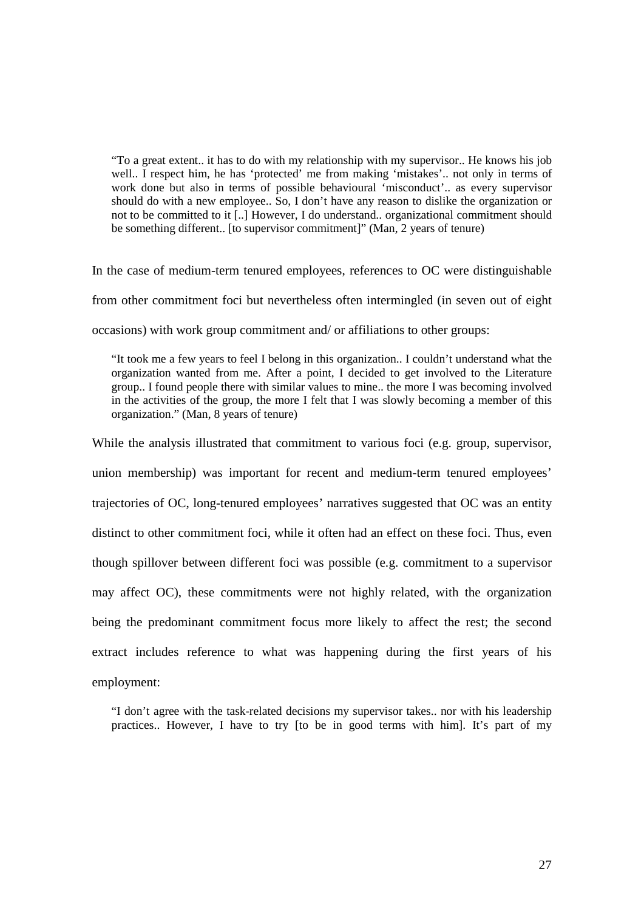> "To a great extent.. it has to do with my relationship with my supervisor.. He knows his job well.. I respect him, he has 'protected' me from making 'mistakes'.. not only in terms of work done but also in terms of possible behavioural 'misconduct'.. as every supervisor should do with a new employee.. So, I don't have any reason to dislike the organization or not to be committed to it [..] However, I do understand.. organizational commitment should be something different.. [to supervisor commitment]" (Man, 2 years of tenure)

In the case of medium-term tenured employees, references to OC were distinguishable from other commitment foci but nevertheless often intermingled (in seven out of eight occasions) with work group commitment and/ or affiliations to other groups:

> "It took me a few years to feel I belong in this organization.. I couldn't understand what the organization wanted from me. After a point, I decided to get involved to the Literature group.. I found people there with similar values to mine.. the more I was becoming involved in the activities of the group, the more I felt that I was slowly becoming a member of this organization." (Man, 8 years of tenure)

While the analysis illustrated that commitment to various foci (e.g. group, supervisor, union membership) was important for recent and medium-term tenured employees' trajectories of OC, long-tenured employees' narratives suggested that OC was an entity distinct to other commitment foci, while it often had an effect on these foci. Thus, even though spillover between different foci was possible (e.g. commitment to a supervisor may affect OC), these commitments were not highly related, with the organization being the predominant commitment focus more likely to affect the rest; the second extract includes reference to what was happening during the first years of his employment:

> "I don't agree with the task-related decisions my supervisor takes.. nor with his leadership practices.. However, I have to try [to be in good terms with him]. It's part of my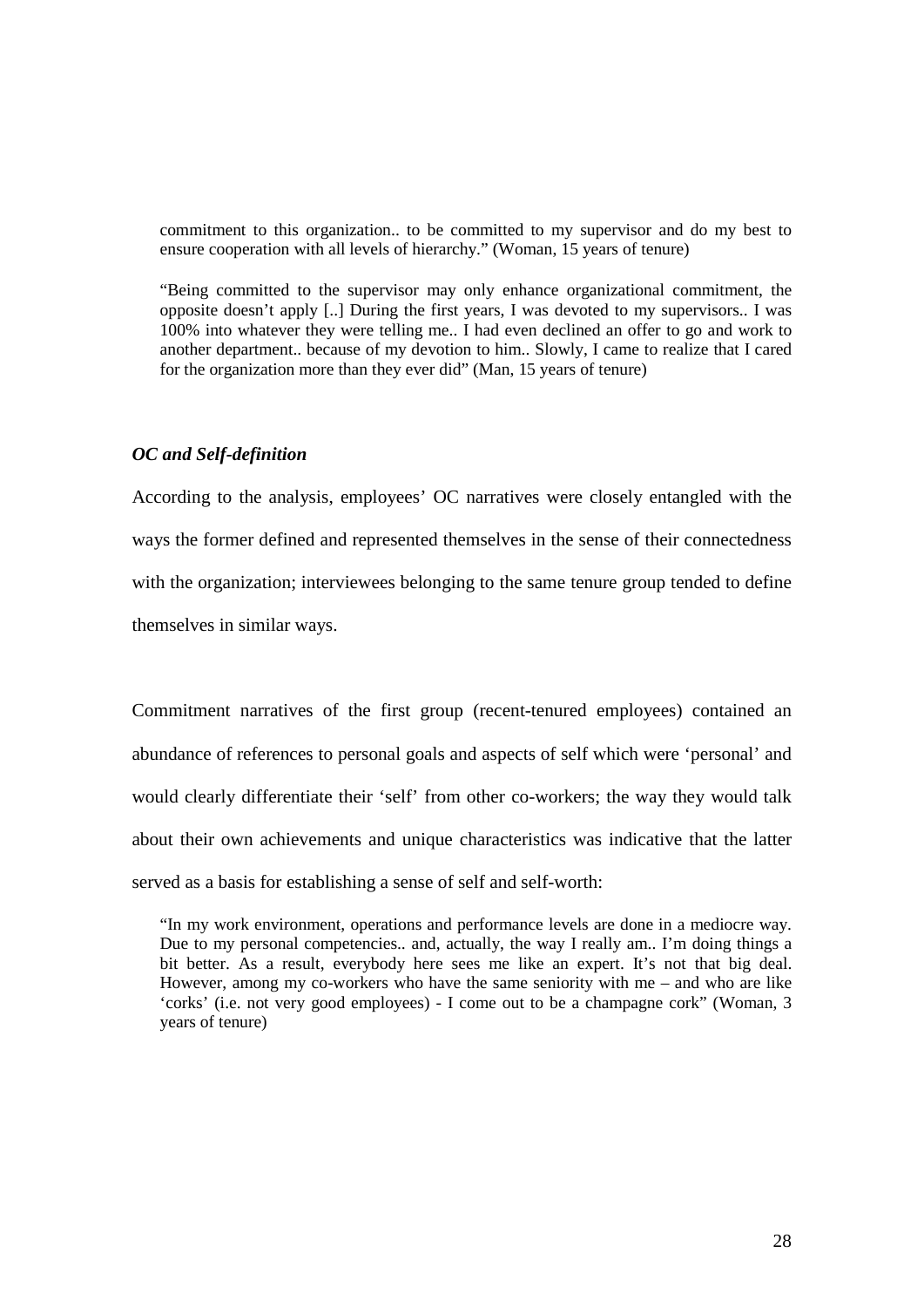commitment to this organization.. to be committed to my supervisor and do my best to ensure cooperation with all levels of hierarchy." (Woman, 15 years of tenure)

> "Being committed to the supervisor may only enhance organizational commitment, the opposite doesn't apply [..] During the first years, I was devoted to my supervisors.. I was 100% into whatever they were telling me.. I had even declined an offer to go and work to another department.. because of my devotion to him.. Slowly, I came to realize that I cared for the organization more than they ever did" (Man, 15 years of tenure)

### *OC and Self-definition*

According to the analysis, employees' OC narratives were closely entangled with the ways the former defined and represented themselves in the sense of their connectedness with the organization; interviewees belonging to the same tenure group tended to define themselves in similar ways.

Commitment narratives of the first group (recent-tenured employees) contained an abundance of references to personal goals and aspects of self which were 'personal' and would clearly differentiate their 'self' from other co-workers; the way they would talk about their own achievements and unique characteristics was indicative that the latter served as a basis for establishing a sense of self and self-worth:

> "In my work environment, operations and performance levels are done in a mediocre way. Due to my personal competencies.. and, actually, the way I really am.. I'm doing things a bit better. As a result, everybody here sees me like an expert. It's not that big deal. However, among my co-workers who have the same seniority with me – and who are like 'corks' (i.e. not very good employees) - I come out to be a champagne cork" (Woman, 3 years of tenure)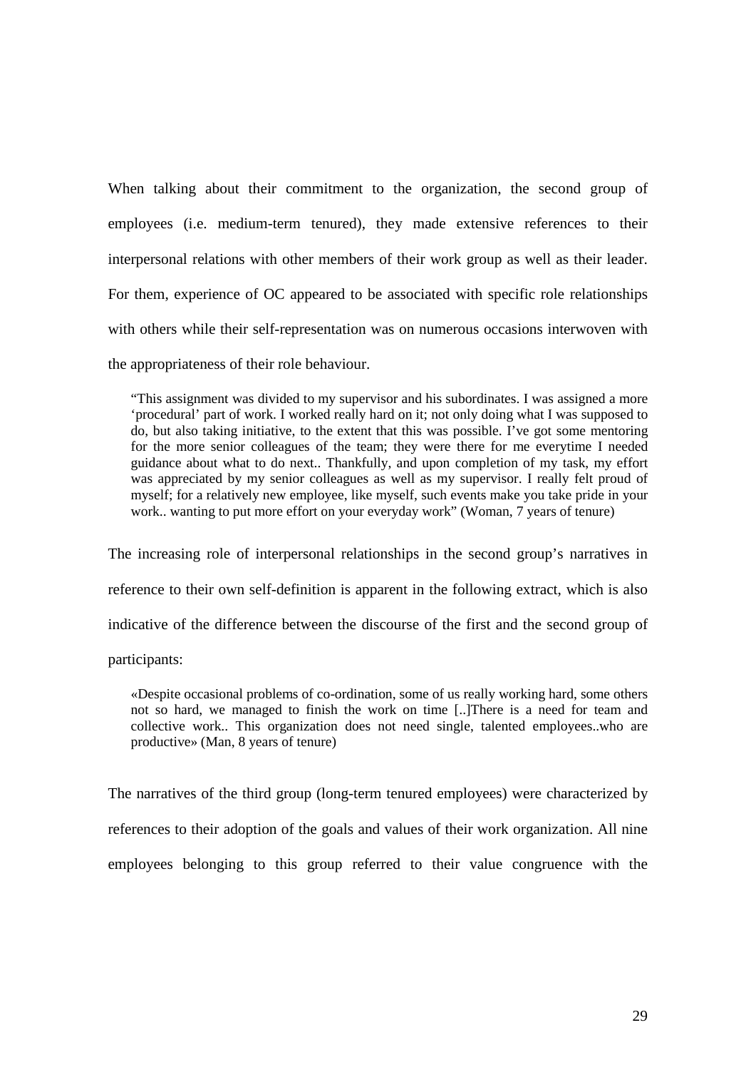When talking about their commitment to the organization, the second group of employees (i.e. medium-term tenured), they made extensive references to their interpersonal relations with other members of their work group as well as their leader. For them, experience of OC appeared to be associated with specific role relationships with others while their self-representation was on numerous occasions interwoven with the appropriateness of their role behaviour.

> "This assignment was divided to my supervisor and his subordinates. I was assigned a more 'procedural' part of work. I worked really hard on it; not only doing what I was supposed to do, but also taking initiative, to the extent that this was possible. I've got some mentoring for the more senior colleagues of the team; they were there for me everytime I needed guidance about what to do next.. Thankfully, and upon completion of my task, my effort was appreciated by my senior colleagues as well as my supervisor. I really felt proud of myself; for a relatively new employee, like myself, such events make you take pride in your work.. wanting to put more effort on your everyday work" (Woman, 7 years of tenure)

The increasing role of interpersonal relationships in the second group's narratives in reference to their own self-definition is apparent in the following extract, which is also indicative of the difference between the discourse of the first and the second group of participants:

> «Despite occasional problems of co-ordination, some of us really working hard, some others not so hard, we managed to finish the work on time [..]There is a need for team and collective work.. This organization does not need single, talented employees..who are productive» (Man, 8 years of tenure)

The narratives of the third group (long-term tenured employees) were characterized by references to their adoption of the goals and values of their work organization. All nine employees belonging to this group referred to their value congruence with the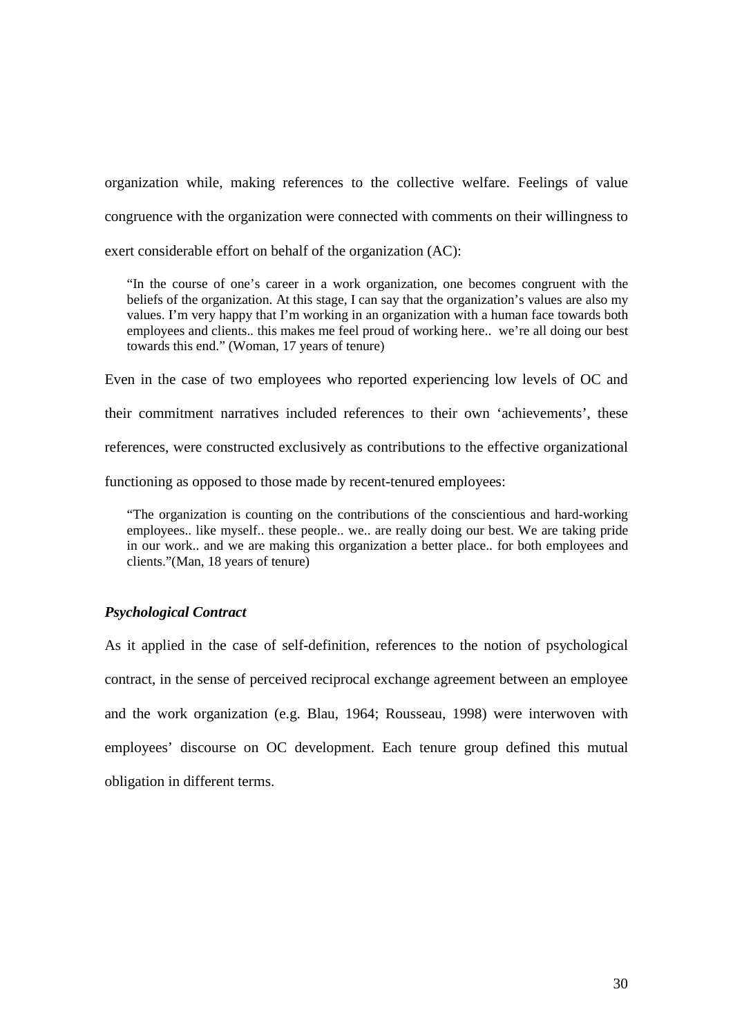organization while, making references to the collective welfare. Feelings of value congruence with the organization were connected with comments on their willingness to exert considerable effort on behalf of the organization (AC):

> "In the course of one's career in a work organization, one becomes congruent with the beliefs of the organization. At this stage, I can say that the organization's values are also my values. I'm very happy that I'm working in an organization with a human face towards both employees and clients.. this makes me feel proud of working here.. we're all doing our best towards this end." (Woman, 17 years of tenure)

Even in the case of two employees who reported experiencing low levels of OC and their commitment narratives included references to their own 'achievements', these references, were constructed exclusively as contributions to the effective organizational functioning as opposed to those made by recent-tenured employees:

> "The organization is counting on the contributions of the conscientious and hard-working employees.. like myself.. these people.. we.. are really doing our best. We are taking pride in our work.. and we are making this organization a better place.. for both employees and clients."(Man, 18 years of tenure)

### *Psychological Contract*

As it applied in the case of self-definition, references to the notion of psychological contract, in the sense of perceived reciprocal exchange agreement between an employee and the work organization (e.g. Blau, 1964; Rousseau, 1998) were interwoven with employees' discourse on OC development. Each tenure group defined this mutual obligation in different terms.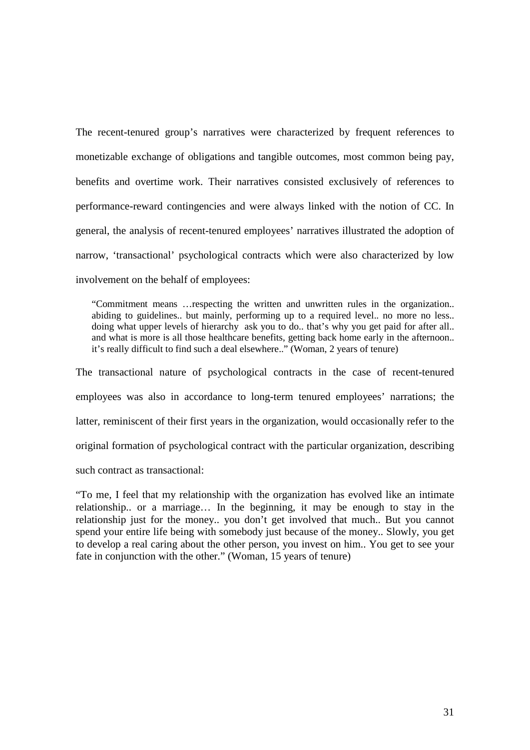The recent-tenured group's narratives were characterized by frequent references to monetizable exchange of obligations and tangible outcomes, most common being pay, benefits and overtime work. Their narratives consisted exclusively of references to performance-reward contingencies and were always linked with the notion of CC. In general, the analysis of recent-tenured employees' narratives illustrated the adoption of narrow, 'transactional' psychological contracts which were also characterized by low involvement on the behalf of employees:

> "Commitment means …respecting the written and unwritten rules in the organization.. abiding to guidelines.. but mainly, performing up to a required level.. no more no less.. doing what upper levels of hierarchy ask you to do.. that's why you get paid for after all.. and what is more is all those healthcare benefits, getting back home early in the afternoon.. it's really difficult to find such a deal elsewhere.." (Woman, 2 years of tenure)

The transactional nature of psychological contracts in the case of recent-tenured employees was also in accordance to long-term tenured employees' narrations; the latter, reminiscent of their first years in the organization, would occasionally refer to the original formation of psychological contract with the particular organization, describing such contract as transactional:

"To me, I feel that my relationship with the organization has evolved like an intimate relationship.. or a marriage… In the beginning, it may be enough to stay in the relationship just for the money.. you don't get involved that much.. But you cannot spend your entire life being with somebody just because of the money.. Slowly, you get to develop a real caring about the other person, you invest on him.. You get to see your fate in conjunction with the other." (Woman, 15 years of tenure)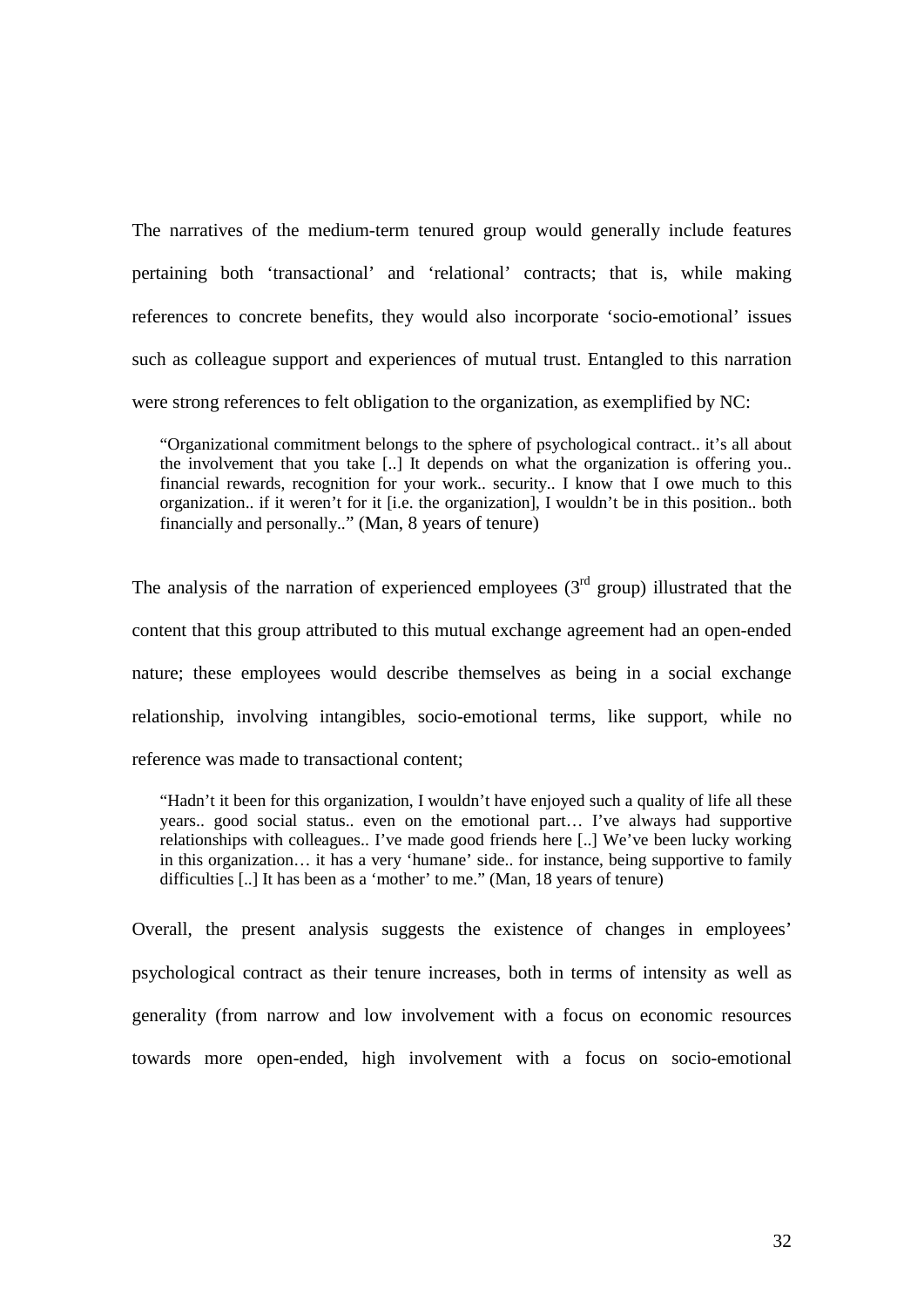The narratives of the medium-term tenured group would generally include features pertaining both 'transactional' and 'relational' contracts; that is, while making references to concrete benefits, they would also incorporate 'socio-emotional' issues such as colleague support and experiences of mutual trust. Entangled to this narration were strong references to felt obligation to the organization, as exemplified by NC:

> "Organizational commitment belongs to the sphere of psychological contract.. it's all about the involvement that you take [..] It depends on what the organization is offering you.. financial rewards, recognition for your work.. security.. I know that I owe much to this organization.. if it weren't for it [i.e. the organization], I wouldn't be in this position.. both financially and personally.." (Man, 8 years of tenure)

The analysis of the narration of experienced employees (3rd group) illustrated that the content that this group attributed to this mutual exchange agreement had an open-ended nature; these employees would describe themselves as being in a social exchange relationship, involving intangibles, socio-emotional terms, like support, while no reference was made to transactional content;

> "Hadn't it been for this organization, I wouldn't have enjoyed such a quality of life all these years.. good social status.. even on the emotional part… I've always had supportive relationships with colleagues.. I've made good friends here [..] We've been lucky working in this organization… it has a very 'humane' side.. for instance, being supportive to family difficulties [..] It has been as a 'mother' to me." (Man, 18 years of tenure)

Overall, the present analysis suggests the existence of changes in employees' psychological contract as their tenure increases, both in terms of intensity as well as generality (from narrow and low involvement with a focus on economic resources towards more open-ended, high involvement with a focus on socio-emotional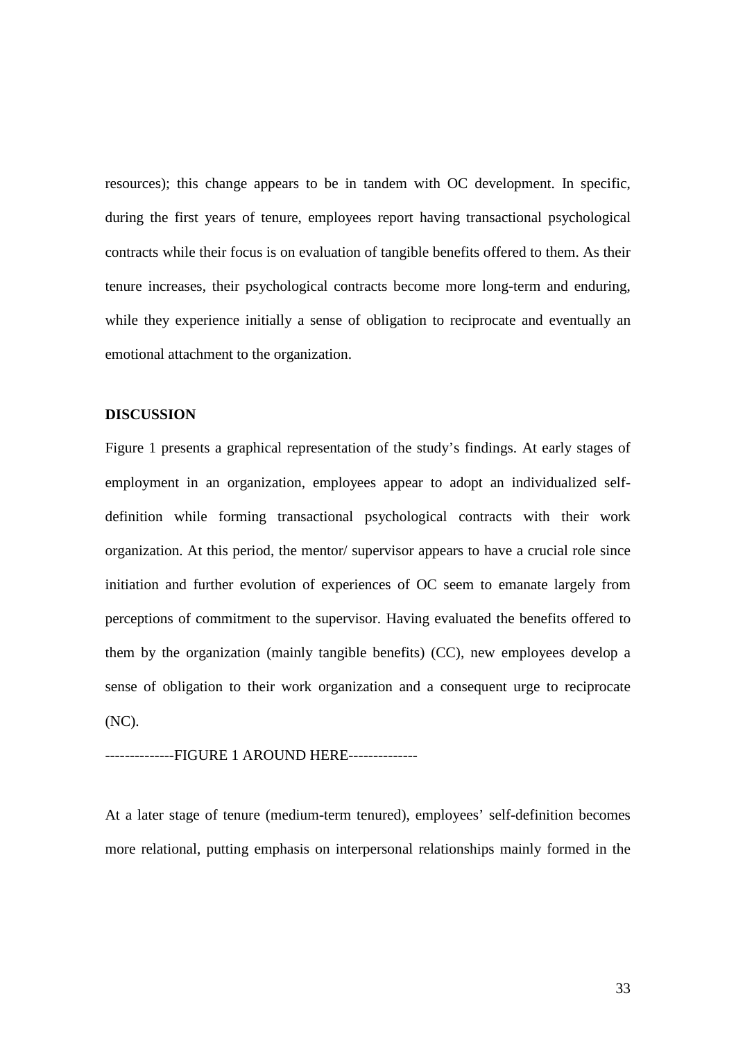resources); this change appears to be in tandem with OC development. In specific, during the first years of tenure, employees report having transactional psychological contracts while their focus is on evaluation of tangible benefits offered to them. As their tenure increases, their psychological contracts become more long-term and enduring, while they experience initially a sense of obligation to reciprocate and eventually an emotional attachment to the organization.

**DISCUSSION**

Figure 1 presents a graphical representation of the study's findings. At early stages of employment in an organization, employees appear to adopt an individualized self-definition while forming transactional psychological contracts with their work organization. At this period, the mentor/ supervisor appears to have a crucial role since initiation and further evolution of experiences of OC seem to emanate largely from perceptions of commitment to the supervisor. Having evaluated the benefits offered to them by the organization (mainly tangible benefits) (CC), new employees develop a sense of obligation to their work organization and a consequent urge to reciprocate (NC).

--------------FIGURE 1 AROUND HERE--------------

At a later stage of tenure (medium-term tenured), employees' self-definition becomes more relational, putting emphasis on interpersonal relationships mainly formed in the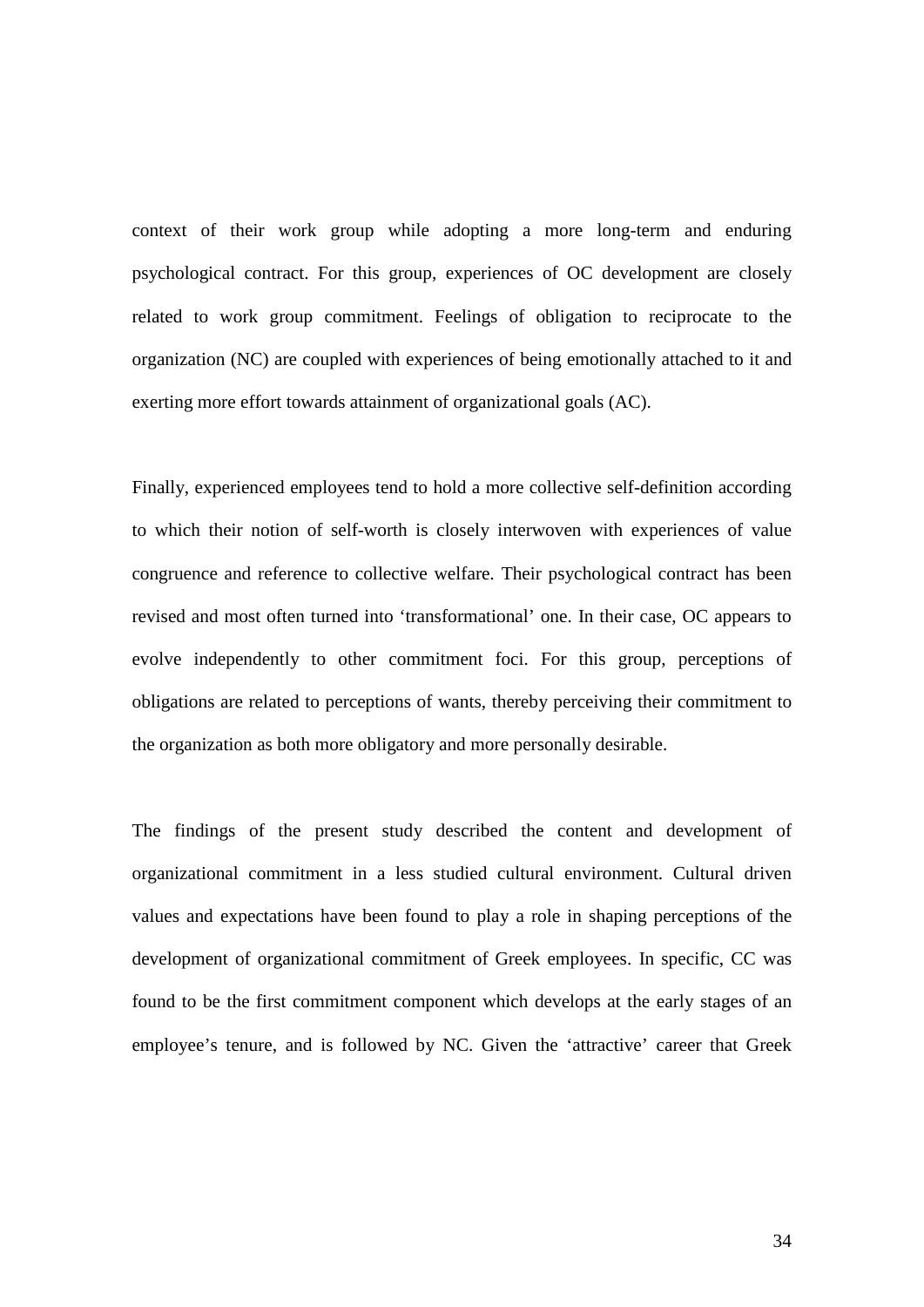context of their work group while adopting a more long-term and enduring psychological contract. For this group, experiences of OC development are closely related to work group commitment. Feelings of obligation to reciprocate to the organization (NC) are coupled with experiences of being emotionally attached to it and exerting more effort towards attainment of organizational goals (AC).

Finally, experienced employees tend to hold a more collective self-definition according to which their notion of self-worth is closely interwoven with experiences of value congruence and reference to collective welfare. Their psychological contract has been revised and most often turned into 'transformational' one. In their case, OC appears to evolve independently to other commitment foci. For this group, perceptions of obligations are related to perceptions of wants, thereby perceiving their commitment to the organization as both more obligatory and more personally desirable.

The findings of the present study described the content and development of organizational commitment in a less studied cultural environment. Cultural driven values and expectations have been found to play a role in shaping perceptions of the development of organizational commitment of Greek employees. In specific, CC was found to be the first commitment component which develops at the early stages of an employee's tenure, and is followed by NC. Given the 'attractive' career that Greek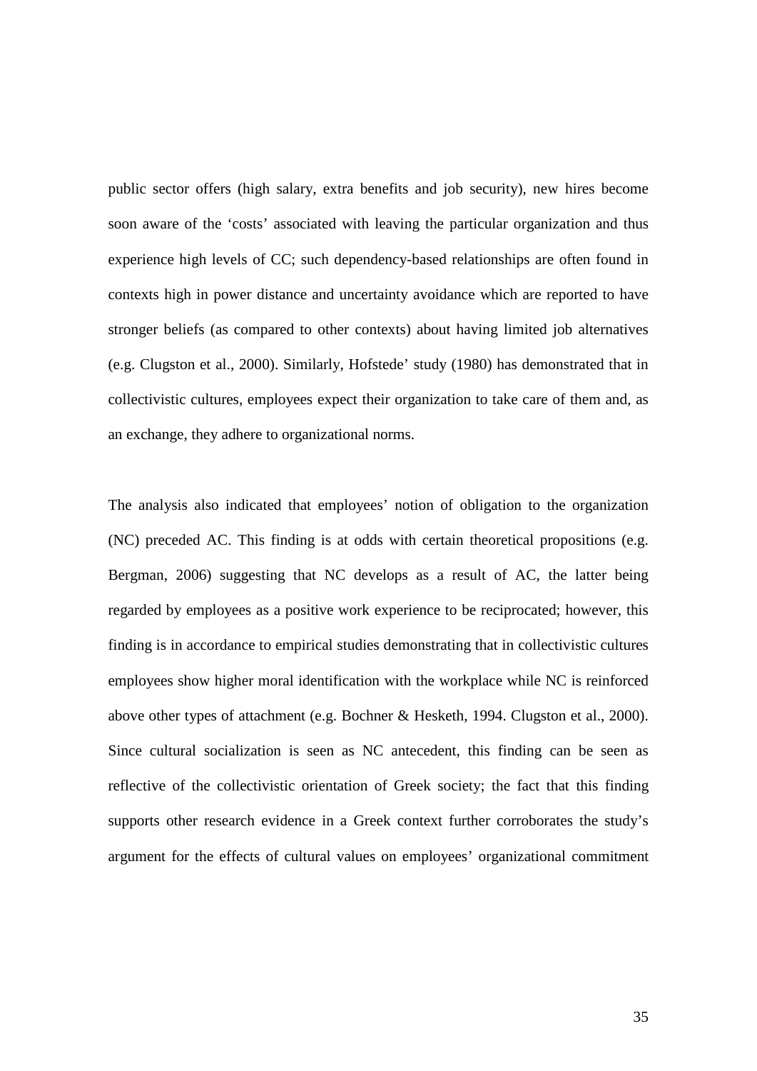public sector offers (high salary, extra benefits and job security), new hires become soon aware of the 'costs' associated with leaving the particular organization and thus experience high levels of CC; such dependency-based relationships are often found in contexts high in power distance and uncertainty avoidance which are reported to have stronger beliefs (as compared to other contexts) about having limited job alternatives (e.g. Clugston et al., 2000). Similarly, Hofstede' study (1980) has demonstrated that in collectivistic cultures, employees expect their organization to take care of them and, as an exchange, they adhere to organizational norms.

The analysis also indicated that employees' notion of obligation to the organization (NC) preceded AC. This finding is at odds with certain theoretical propositions (e.g. Bergman, 2006) suggesting that NC develops as a result of AC, the latter being regarded by employees as a positive work experience to be reciprocated; however, this finding is in accordance to empirical studies demonstrating that in collectivistic cultures employees show higher moral identification with the workplace while NC is reinforced above other types of attachment (e.g. Bochner & Hesketh, 1994. Clugston et al., 2000). Since cultural socialization is seen as NC antecedent, this finding can be seen as reflective of the collectivistic orientation of Greek society; the fact that this finding supports other research evidence in a Greek context further corroborates the study's argument for the effects of cultural values on employees' organizational commitment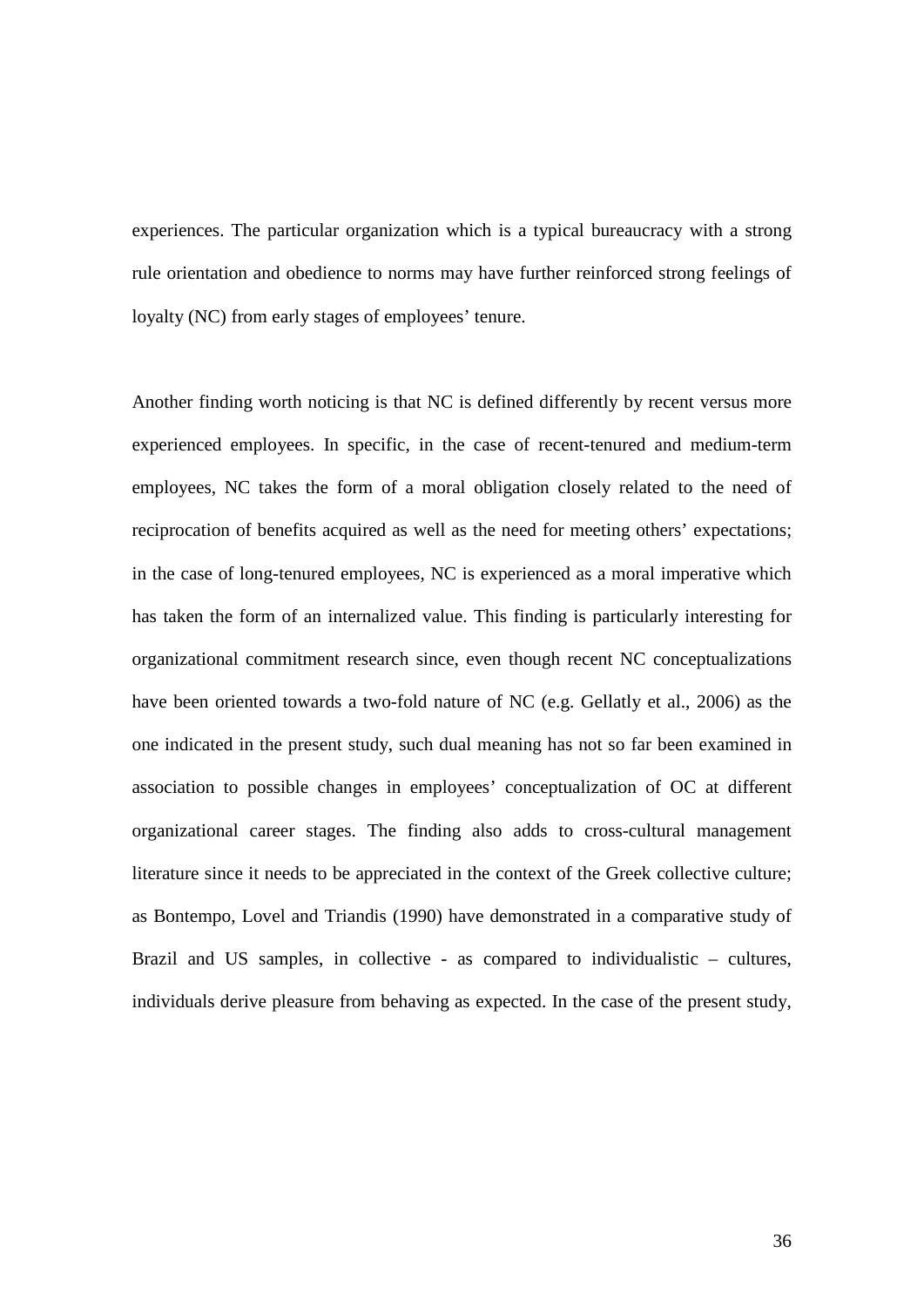experiences. The particular organization which is a typical bureaucracy with a strong rule orientation and obedience to norms may have further reinforced strong feelings of loyalty (NC) from early stages of employees' tenure.

Another finding worth noticing is that NC is defined differently by recent versus more experienced employees. In specific, in the case of recent-tenured and medium-term employees, NC takes the form of a moral obligation closely related to the need of reciprocation of benefits acquired as well as the need for meeting others' expectations; in the case of long-tenured employees, NC is experienced as a moral imperative which has taken the form of an internalized value. This finding is particularly interesting for organizational commitment research since, even though recent NC conceptualizations have been oriented towards a two-fold nature of NC (e.g. Gellatly et al., 2006) as the one indicated in the present study, such dual meaning has not so far been examined in association to possible changes in employees' conceptualization of OC at different organizational career stages. The finding also adds to cross-cultural management literature since it needs to be appreciated in the context of the Greek collective culture; as Bontempo, Lovel and Triandis (1990) have demonstrated in a comparative study of Brazil and US samples, in collective - as compared to individualistic – cultures, individuals derive pleasure from behaving as expected. In the case of the present study,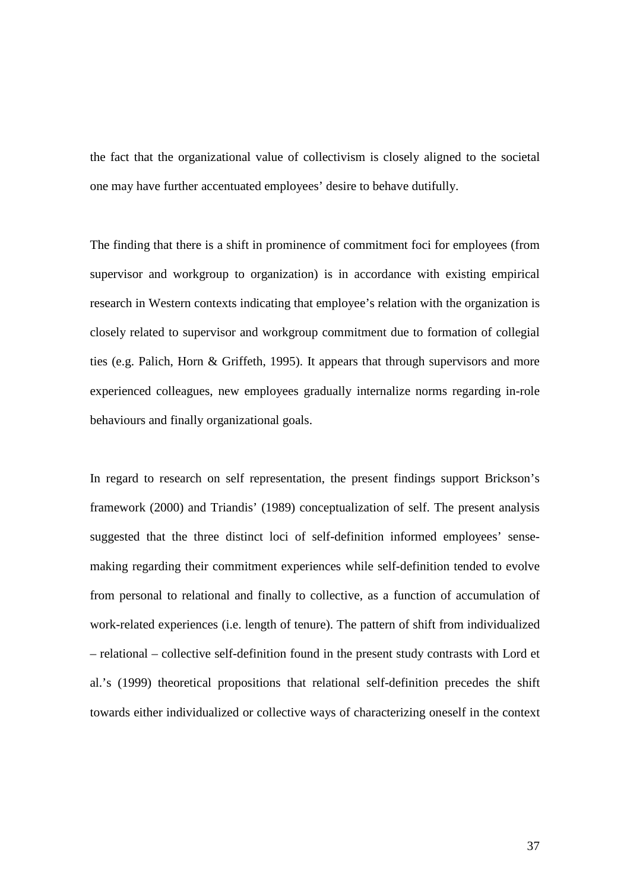the fact that the organizational value of collectivism is closely aligned to the societal one may have further accentuated employees' desire to behave dutifully.

The finding that there is a shift in prominence of commitment foci for employees (from supervisor and workgroup to organization) is in accordance with existing empirical research in Western contexts indicating that employee's relation with the organization is closely related to supervisor and workgroup commitment due to formation of collegial ties (e.g. Palich, Horn & Griffeth, 1995). It appears that through supervisors and more experienced colleagues, new employees gradually internalize norms regarding in-role behaviours and finally organizational goals.

In regard to research on self representation, the present findings support Brickson's framework (2000) and Triandis' (1989) conceptualization of self. The present analysis suggested that the three distinct loci of self-definition informed employees' sense-making regarding their commitment experiences while self-definition tended to evolve from personal to relational and finally to collective, as a function of accumulation of work-related experiences (i.e. length of tenure). The pattern of shift from individualized – relational – collective self-definition found in the present study contrasts with Lord et al.'s (1999) theoretical propositions that relational self-definition precedes the shift towards either individualized or collective ways of characterizing oneself in the context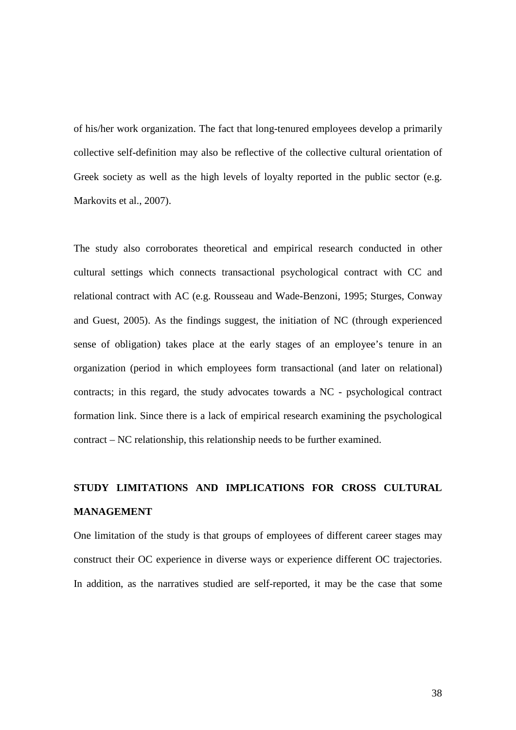of his/her work organization. The fact that long-tenured employees develop a primarily collective self-definition may also be reflective of the collective cultural orientation of Greek society as well as the high levels of loyalty reported in the public sector (e.g. Markovits et al., 2007).

The study also corroborates theoretical and empirical research conducted in other cultural settings which connects transactional psychological contract with CC and relational contract with AC (e.g. Rousseau and Wade-Benzoni, 1995; Sturges, Conway and Guest, 2005). As the findings suggest, the initiation of NC (through experienced sense of obligation) takes place at the early stages of an employee's tenure in an organization (period in which employees form transactional (and later on relational) contracts; in this regard, the study advocates towards a NC - psychological contract formation link. Since there is a lack of empirical research examining the psychological contract – NC relationship, this relationship needs to be further examined.

## STUDY LIMITATIONS AND IMPLICATIONS FOR CROSS CULTURAL MANAGEMENT

One limitation of the study is that groups of employees of different career stages may construct their OC experience in diverse ways or experience different OC trajectories. In addition, as the narratives studied are self-reported, it may be the case that some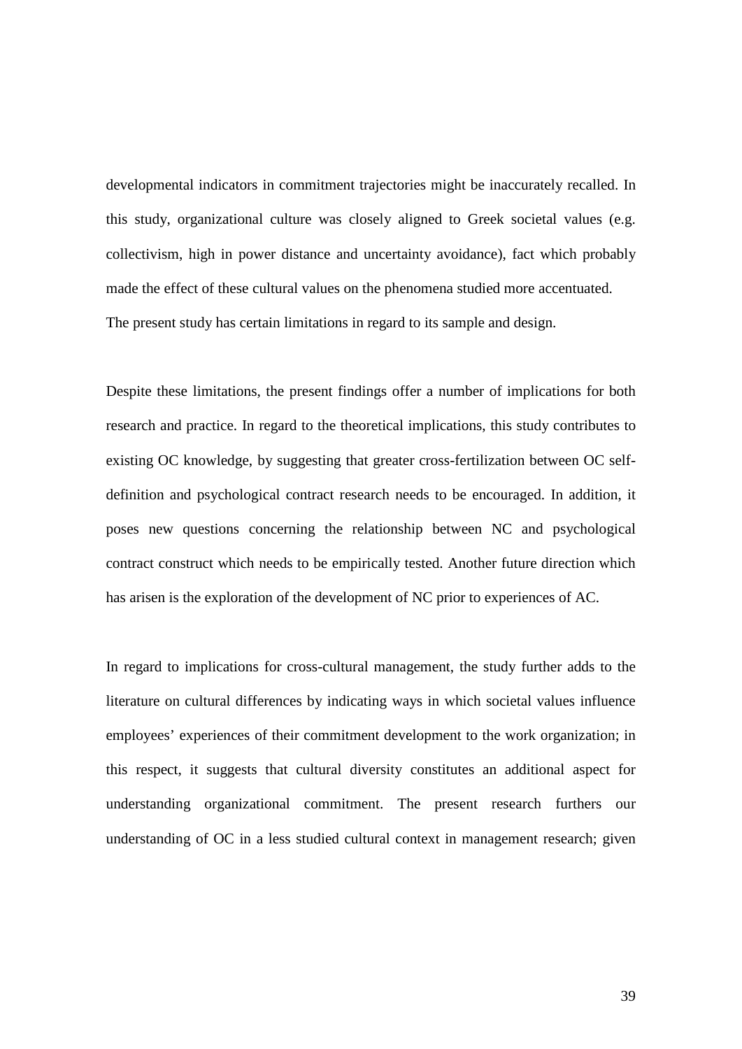developmental indicators in commitment trajectories might be inaccurately recalled. In this study, organizational culture was closely aligned to Greek societal values (e.g. collectivism, high in power distance and uncertainty avoidance), fact which probably made the effect of these cultural values on the phenomena studied more accentuated. The present study has certain limitations in regard to its sample and design.

Despite these limitations, the present findings offer a number of implications for both research and practice. In regard to the theoretical implications, this study contributes to existing OC knowledge, by suggesting that greater cross-fertilization between OC self-definition and psychological contract research needs to be encouraged. In addition, it poses new questions concerning the relationship between NC and psychological contract construct which needs to be empirically tested. Another future direction which has arisen is the exploration of the development of NC prior to experiences of AC.

In regard to implications for cross-cultural management, the study further adds to the literature on cultural differences by indicating ways in which societal values influence employees' experiences of their commitment development to the work organization; in this respect, it suggests that cultural diversity constitutes an additional aspect for understanding organizational commitment. The present research furthers our understanding of OC in a less studied cultural context in management research; given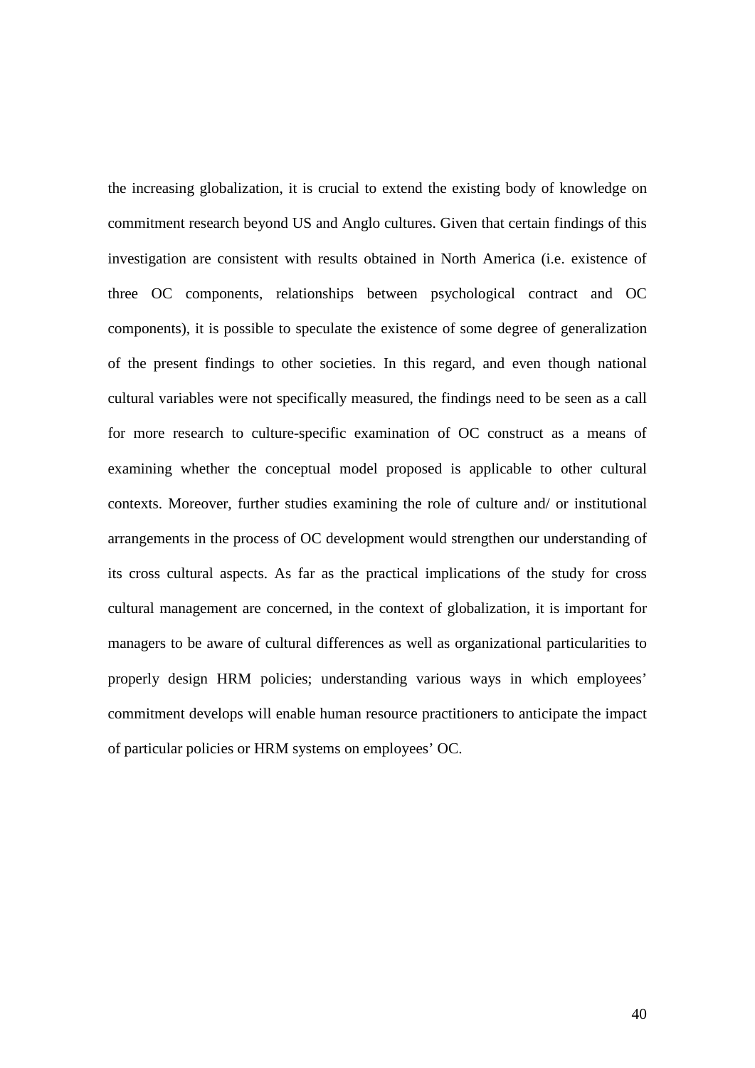the increasing globalization, it is crucial to extend the existing body of knowledge on commitment research beyond US and Anglo cultures. Given that certain findings of this investigation are consistent with results obtained in North America (i.e. existence of three OC components, relationships between psychological contract and OC components), it is possible to speculate the existence of some degree of generalization of the present findings to other societies. In this regard, and even though national cultural variables were not specifically measured, the findings need to be seen as a call for more research to culture-specific examination of OC construct as a means of examining whether the conceptual model proposed is applicable to other cultural contexts. Moreover, further studies examining the role of culture and/ or institutional arrangements in the process of OC development would strengthen our understanding of its cross cultural aspects. As far as the practical implications of the study for cross cultural management are concerned, in the context of globalization, it is important for managers to be aware of cultural differences as well as organizational particularities to properly design HRM policies; understanding various ways in which employees' commitment develops will enable human resource practitioners to anticipate the impact of particular policies or HRM systems on employees' OC.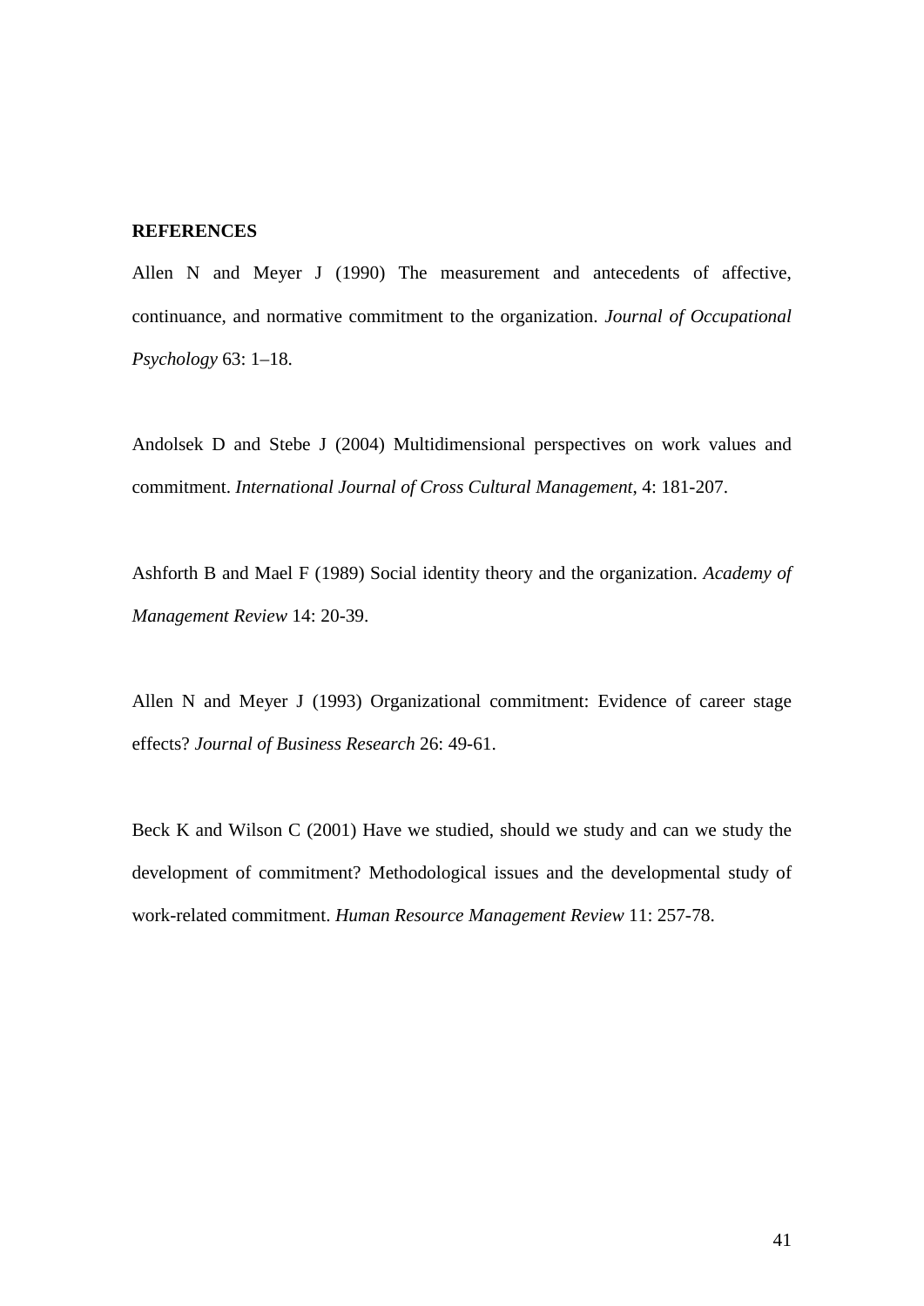**REFERENCES**

Allen N and Meyer J (1990) The measurement and antecedents of affective, continuance, and normative commitment to the organization. *Journal of Occupational Psychology* 63: 1–18.

Andolsek D and Stebe J (2004) Multidimensional perspectives on work values and commitment. *International Journal of Cross Cultural Management*, 4: 181-207.

Ashforth B and Mael F (1989) Social identity theory and the organization. *Academy of Management Review* 14: 20-39.

Allen N and Meyer J (1993) Organizational commitment: Evidence of career stage effects? *Journal of Business Research* 26: 49-61.

Beck K and Wilson C (2001) Have we studied, should we study and can we study the development of commitment? Methodological issues and the developmental study of work-related commitment. *Human Resource Management Review* 11: 257-78.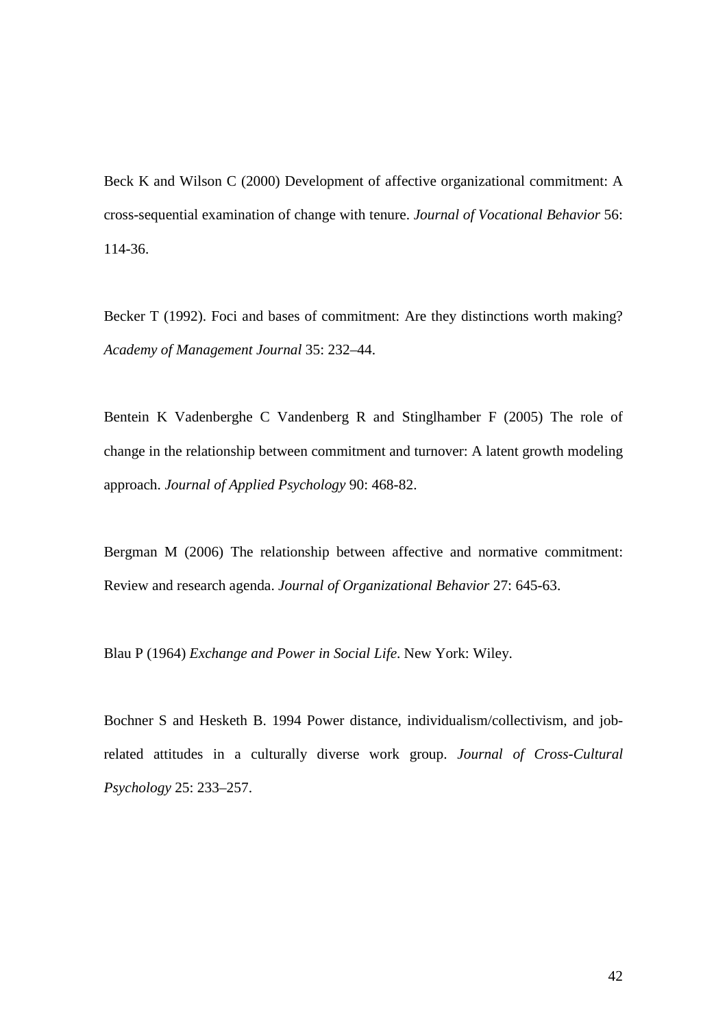Beck K and Wilson C (2000) Development of affective organizational commitment: A cross-sequential examination of change with tenure. *Journal of Vocational Behavior* 56: 114-36.

Becker T (1992). Foci and bases of commitment: Are they distinctions worth making? *Academy of Management Journal* 35: 232–44.

Bentein K Vadenberghe C Vandenberg R and Stinglhamber F (2005) The role of change in the relationship between commitment and turnover: A latent growth modeling approach. *Journal of Applied Psychology* 90: 468-82.

Bergman M (2006) The relationship between affective and normative commitment: Review and research agenda. *Journal of Organizational Behavior* 27: 645-63.

Blau P (1964) *Exchange and Power in Social Life*. New York: Wiley.

Bochner S and Hesketh B. 1994 Power distance, individualism/collectivism, and job-related attitudes in a culturally diverse work group. *Journal of Cross-Cultural Psychology* 25: 233–257.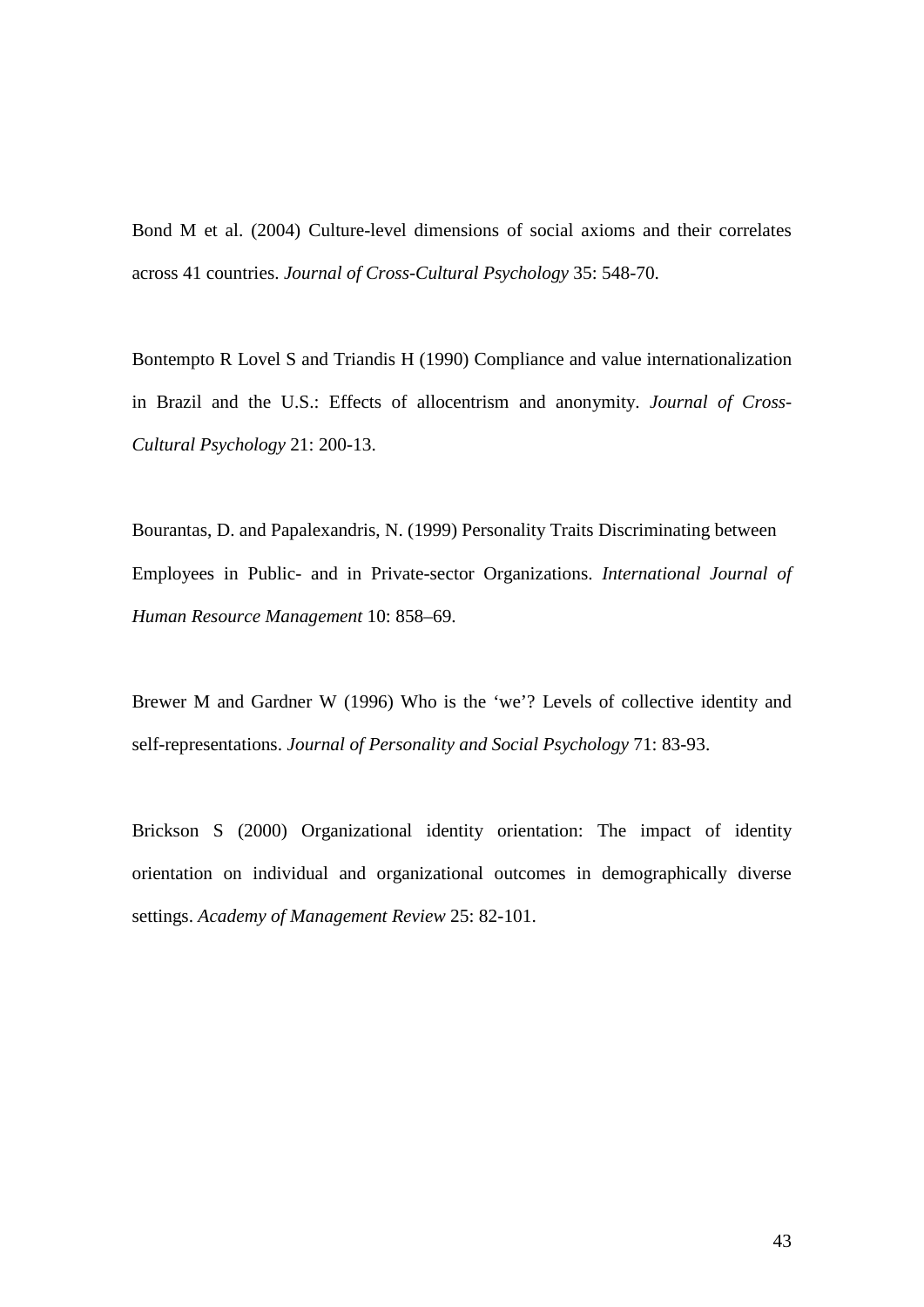Bond M et al. (2004) Culture-level dimensions of social axioms and their correlates across 41 countries. *Journal of Cross-Cultural Psychology* 35: 548-70.

Bontempto R Lovel S and Triandis H (1990) Compliance and value internationalization in Brazil and the U.S.: Effects of allocentrism and anonymity. *Journal of Cross-Cultural Psychology* 21: 200-13.

Bourantas, D. and Papalexandris, N. (1999) Personality Traits Discriminating between Employees in Public- and in Private-sector Organizations. *International Journal of Human Resource Management* 10: 858–69.

Brewer M and Gardner W (1996) Who is the 'we'? Levels of collective identity and self-representations. *Journal of Personality and Social Psychology* 71: 83-93.

Brickson S (2000) Organizational identity orientation: The impact of identity orientation on individual and organizational outcomes in demographically diverse settings. *Academy of Management Review* 25: 82-101.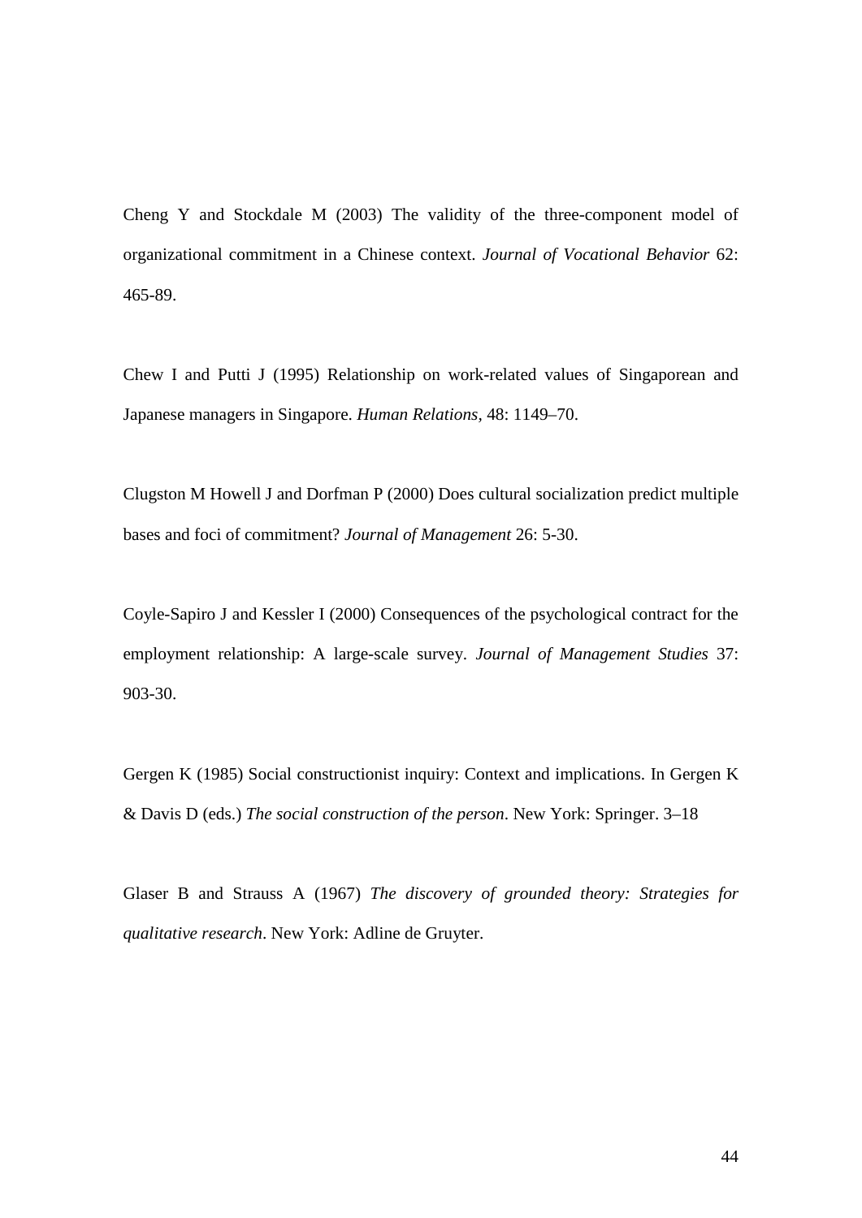Cheng Y and Stockdale M (2003) The validity of the three-component model of organizational commitment in a Chinese context. *Journal of Vocational Behavior* 62: 465-89.

Chew I and Putti J (1995) Relationship on work-related values of Singaporean and Japanese managers in Singapore. *Human Relations*, 48: 1149–70.

Clugston M Howell J and Dorfman P (2000) Does cultural socialization predict multiple bases and foci of commitment? *Journal of Management* 26: 5-30.

Coyle-Sapiro J and Kessler I (2000) Consequences of the psychological contract for the employment relationship: A large-scale survey. *Journal of Management Studies* 37: 903-30.

Gergen K (1985) Social constructionist inquiry: Context and implications. In Gergen K & Davis D (eds.) *The social construction of the person*. New York: Springer. 3–18

Glaser B and Strauss A (1967) *The discovery of grounded theory: Strategies for qualitative research*. New York: Adline de Gruyter.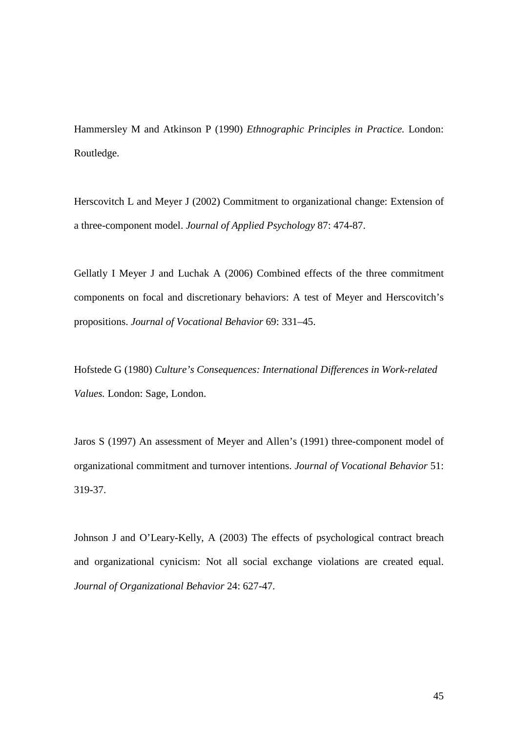Hammersley M and Atkinson P (1990) *Ethnographic Principles in Practice.* London: Routledge.

Herscovitch L and Meyer J (2002) Commitment to organizational change: Extension of a three-component model. *Journal of Applied Psychology* 87: 474-87.

Gellatly I Meyer J and Luchak A (2006) Combined effects of the three commitment components on focal and discretionary behaviors: A test of Meyer and Herscovitch's propositions. *Journal of Vocational Behavior* 69: 331–45.

Hofstede G (1980) *Culture's Consequences: International Differences in Work-related Values.* London: Sage, London.

Jaros S (1997) An assessment of Meyer and Allen's (1991) three-component model of organizational commitment and turnover intentions. *Journal of Vocational Behavior* 51: 319-37.

Johnson J and O'Leary-Kelly, A (2003) The effects of psychological contract breach and organizational cynicism: Not all social exchange violations are created equal. *Journal of Organizational Behavior* 24: 627-47.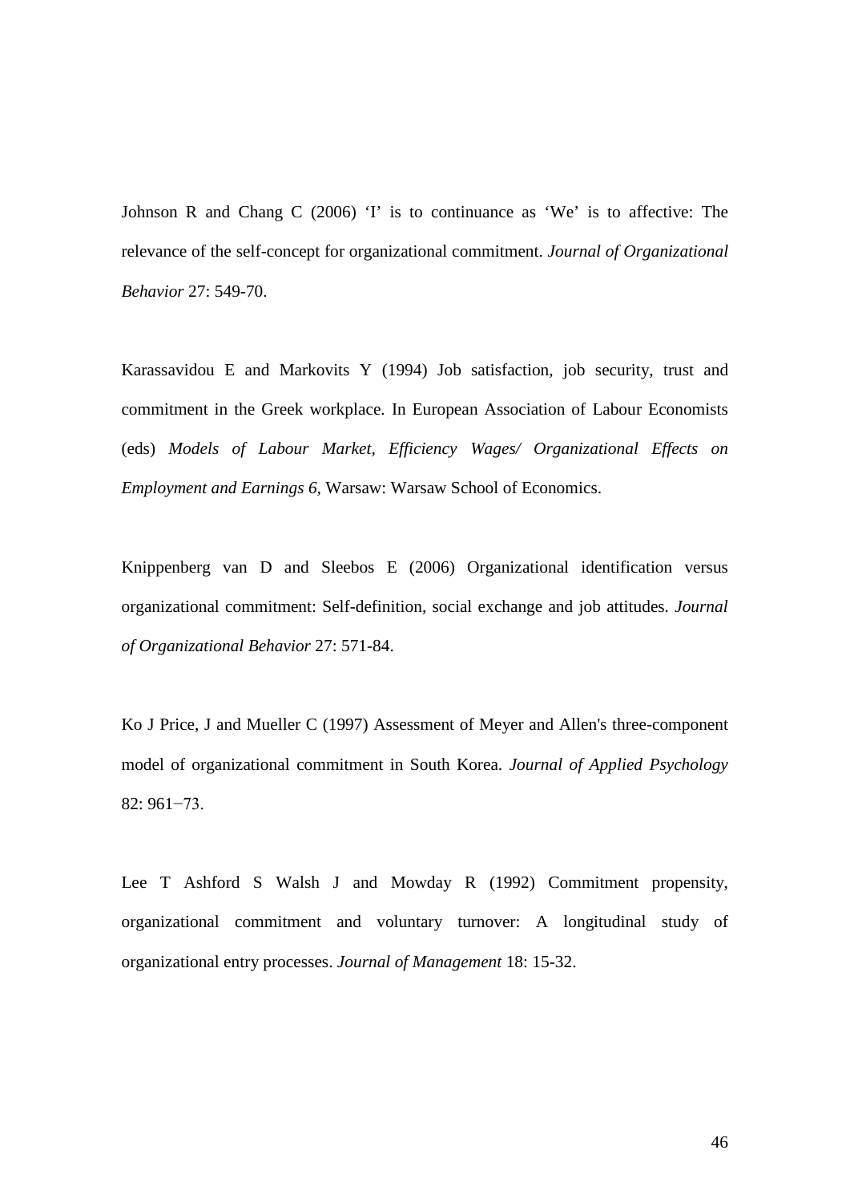Johnson R and Chang C (2006) ‘I’ is to continuance as ‘We’ is to affective: The relevance of the self-concept for organizational commitment. *Journal of Organizational Behavior* 27: 549-70.

Karassavidou E and Markovits Y (1994) Job satisfaction, job security, trust and commitment in the Greek workplace. In European Association of Labour Economists (eds) *Models of Labour Market, Efficiency Wages/ Organizational Effects on Employment and Earnings 6,* Warsaw: Warsaw School of Economics.

Knippenberg van D and Sleebos E (2006) Organizational identification versus organizational commitment: Self-definition, social exchange and job attitudes. *Journal of Organizational Behavior* 27: 571-84.

Ko J Price, J and Mueller C (1997) Assessment of Meyer and Allen's three-component model of organizational commitment in South Korea. *Journal of Applied Psychology* 82: 961−73.

Lee T Ashford S Walsh J and Mowday R (1992) Commitment propensity, organizational commitment and voluntary turnover: A longitudinal study of organizational entry processes. *Journal of Management* 18: 15-32.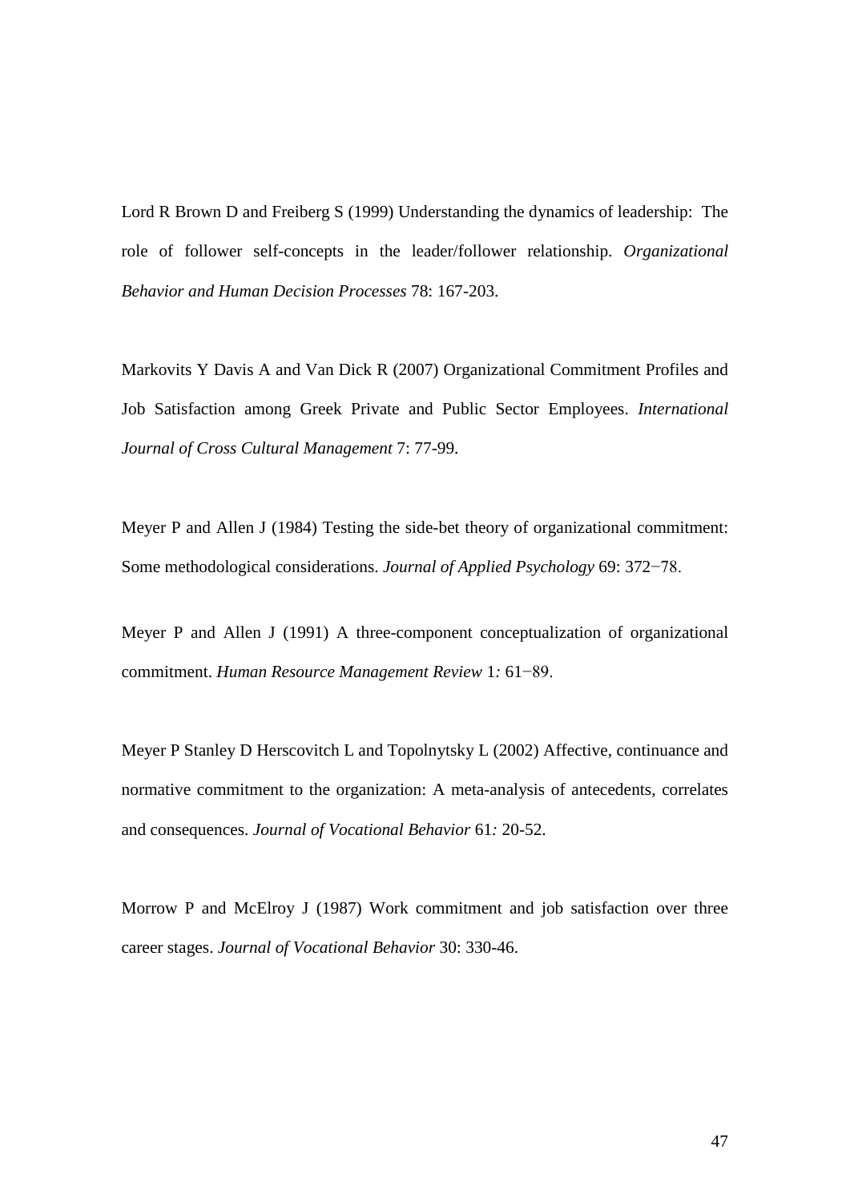Lord R Brown D and Freiberg S (1999) Understanding the dynamics of leadership: The role of follower self-concepts in the leader/follower relationship. *Organizational Behavior and Human Decision Processes* 78: 167-203.

Markovits Y Davis A and Van Dick R (2007) Organizational Commitment Profiles and Job Satisfaction among Greek Private and Public Sector Employees. *International Journal of Cross Cultural Management* 7: 77-99.

Meyer P and Allen J (1984) Testing the side-bet theory of organizational commitment: Some methodological considerations. *Journal of Applied Psychology* 69: 372−78.

Meyer P and Allen J (1991) A three-component conceptualization of organizational commitment. *Human Resource Management Review* 1*:* 61−89.

Meyer P Stanley D Herscovitch L and Topolnytsky L (2002) Affective, continuance and normative commitment to the organization: A meta-analysis of antecedents, correlates and consequences. *Journal of Vocational Behavior* 61*:* 20-52.

Morrow P and McElroy J (1987) Work commitment and job satisfaction over three career stages. *Journal of Vocational Behavior* 30: 330-46.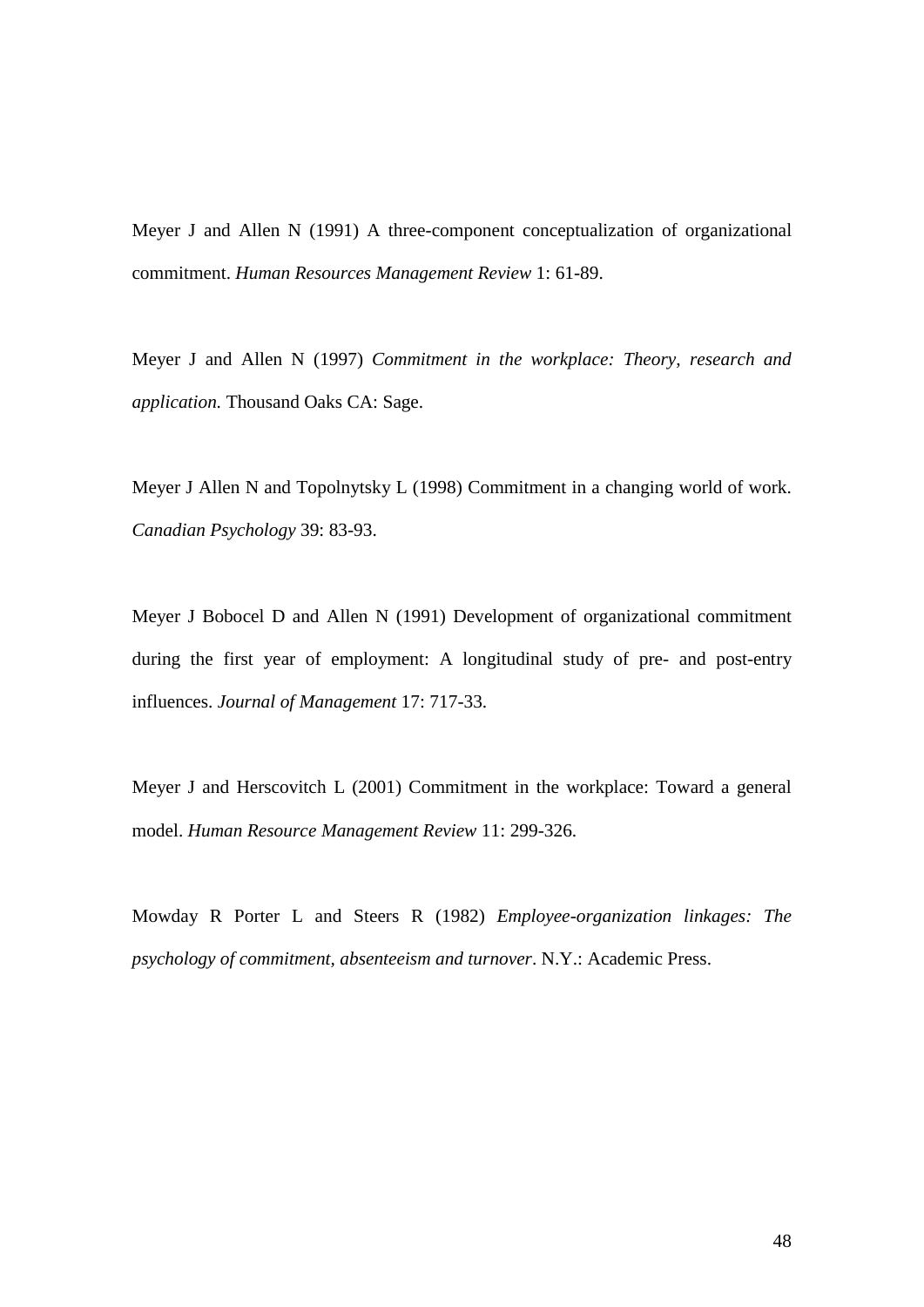Meyer J and Allen N (1991) A three-component conceptualization of organizational commitment. *Human Resources Management Review* 1: 61-89.

Meyer J and Allen N (1997) *Commitment in the workplace: Theory, research and application.* Thousand Oaks CA: Sage.

Meyer J Allen N and Topolnytsky L (1998) Commitment in a changing world of work. *Canadian Psychology* 39: 83-93.

Meyer J Bobocel D and Allen N (1991) Development of organizational commitment during the first year of employment: A longitudinal study of pre- and post-entry influences. *Journal of Management* 17: 717-33.

Meyer J and Herscovitch L (2001) Commitment in the workplace: Toward a general model. *Human Resource Management Review* 11: 299-326.

Mowday R Porter L and Steers R (1982) *Employee-organization linkages: The psychology of commitment, absenteeism and turnover*. N.Y.: Academic Press.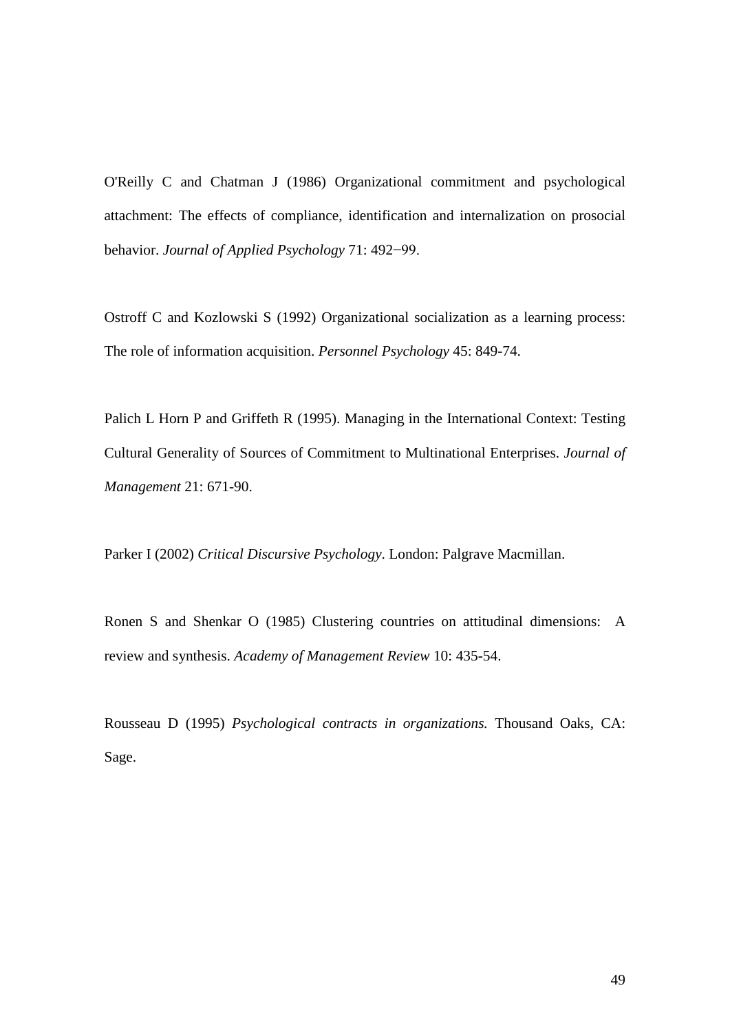O'Reilly C and Chatman J (1986) Organizational commitment and psychological attachment: The effects of compliance, identification and internalization on prosocial behavior. *Journal of Applied Psychology* 71: 492−99.

Ostroff C and Kozlowski S (1992) Organizational socialization as a learning process: The role of information acquisition. *Personnel Psychology* 45: 849-74.

Palich L Horn P and Griffeth R (1995). Managing in the International Context: Testing Cultural Generality of Sources of Commitment to Multinational Enterprises. *Journal of Management* 21: 671-90.

Parker I (2002) *Critical Discursive Psychology*. London: Palgrave Macmillan.

Ronen S and Shenkar O (1985) Clustering countries on attitudinal dimensions: A review and synthesis. *Academy of Management Review* 10: 435-54.

Rousseau D (1995) *Psychological contracts in organizations.* Thousand Oaks, CA: Sage.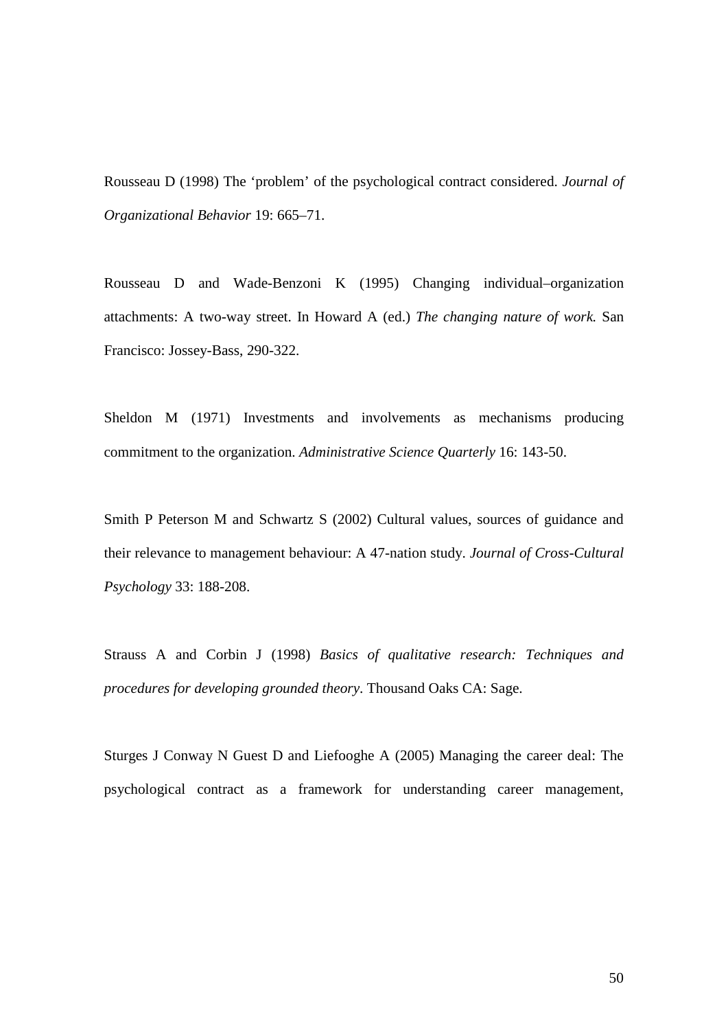Rousseau D (1998) The ‘problem’ of the psychological contract considered. *Journal of Organizational Behavior* 19: 665–71.

Rousseau D and Wade-Benzoni K (1995) Changing individual–organization attachments: A two-way street. In Howard A (ed.) *The changing nature of work.* San Francisco: Jossey-Bass, 290-322.

Sheldon M (1971) Investments and involvements as mechanisms producing commitment to the organization. *Administrative Science Quarterly* 16: 143-50.

Smith P Peterson M and Schwartz S (2002) Cultural values, sources of guidance and their relevance to management behaviour: A 47-nation study. *Journal of Cross-Cultural Psychology* 33: 188-208.

Strauss A and Corbin J (1998) *Basics of qualitative research: Techniques and procedures for developing grounded theory*. Thousand Oaks CA: Sage.

Sturges J Conway N Guest D and Liefooghe A (2005) Managing the career deal: The psychological contract as a framework for understanding career management,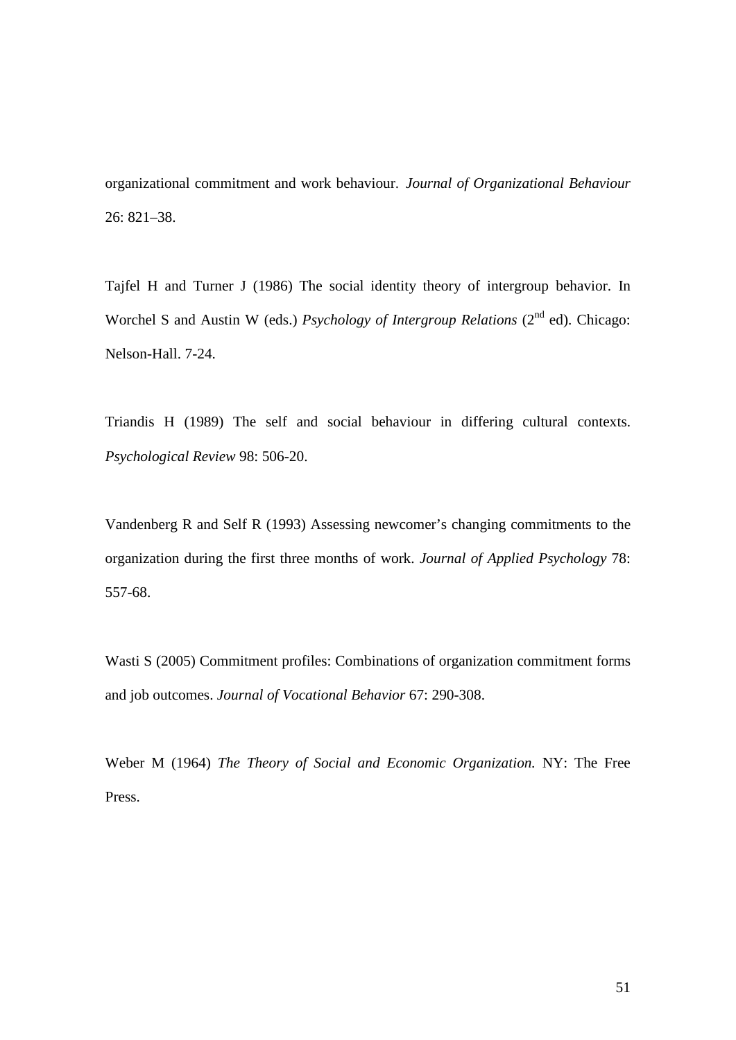organizational commitment and work behaviour. *Journal of Organizational Behaviour* 26: 821–38.

Tajfel H and Turner J (1986) The social identity theory of intergroup behavior. In Worchel S and Austin W (eds.) *Psychology of Intergroup Relations* (2nd ed). Chicago: Nelson-Hall. 7-24.

Triandis H (1989) The self and social behaviour in differing cultural contexts. *Psychological Review* 98: 506-20.

Vandenberg R and Self R (1993) Assessing newcomer's changing commitments to the organization during the first three months of work. *Journal of Applied Psychology* 78: 557-68.

Wasti S (2005) Commitment profiles: Combinations of organization commitment forms and job outcomes. *Journal of Vocational Behavior* 67: 290-308.

Weber M (1964) *The Theory of Social and Economic Organization.* NY: The Free Press.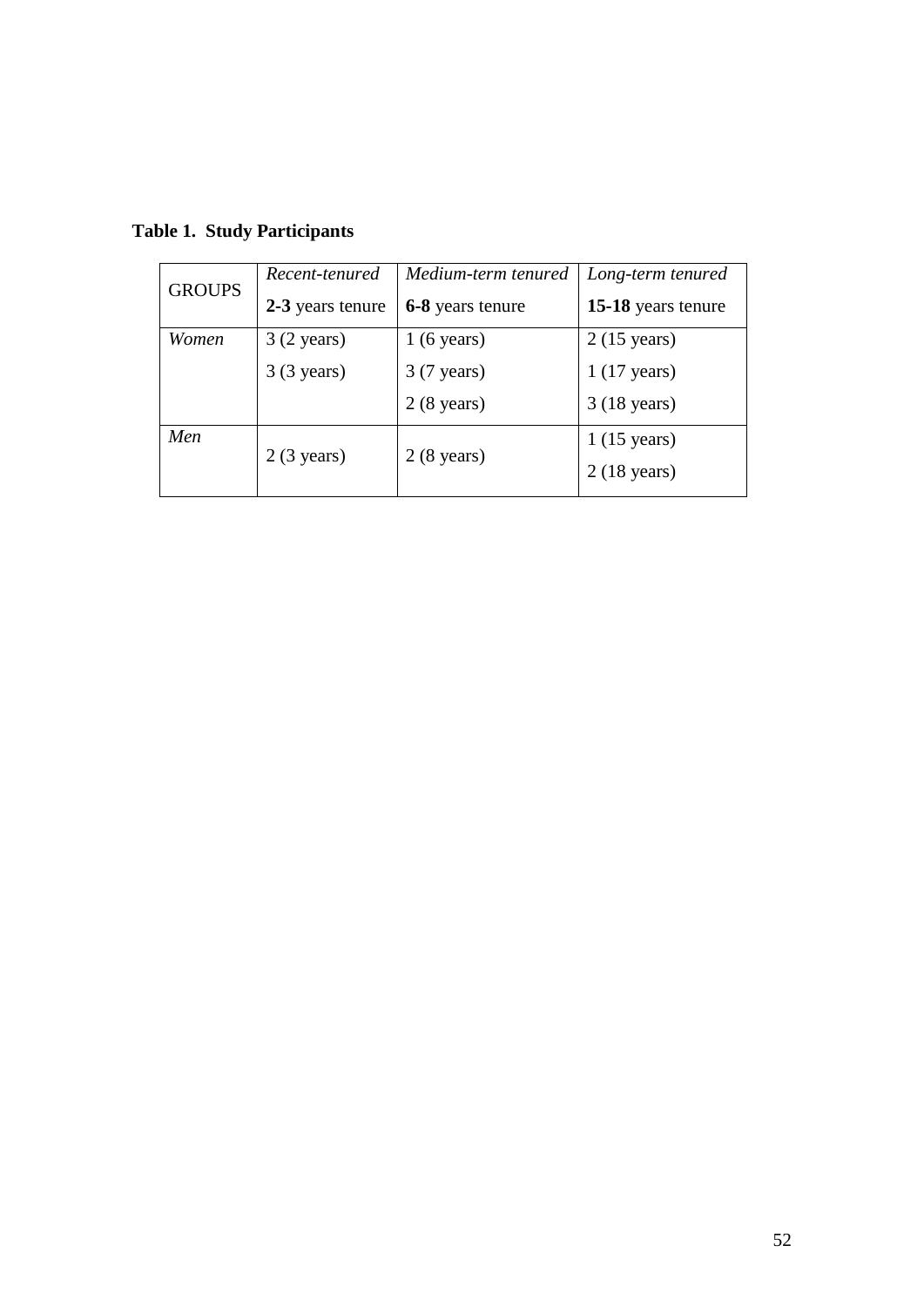**Table 1. Study Participants**

| GROUPS | *Recent-tenured* **2-3** years tenure | *Medium-term tenured* **6-8** years tenure | *Long-term tenured* **15-18** years tenure |
|---|---|---|---|
| *Women* | 3 (2 years)<br>3 (3 years) | 1 (6 years)<br>3 (7 years)<br>2 (8 years) | 2 (15 years)<br>1 (17 years)<br>3 (18 years) |
| *Men* | 2 (3 years) | 2 (8 years) | 1 (15 years)<br>2 (18 years) |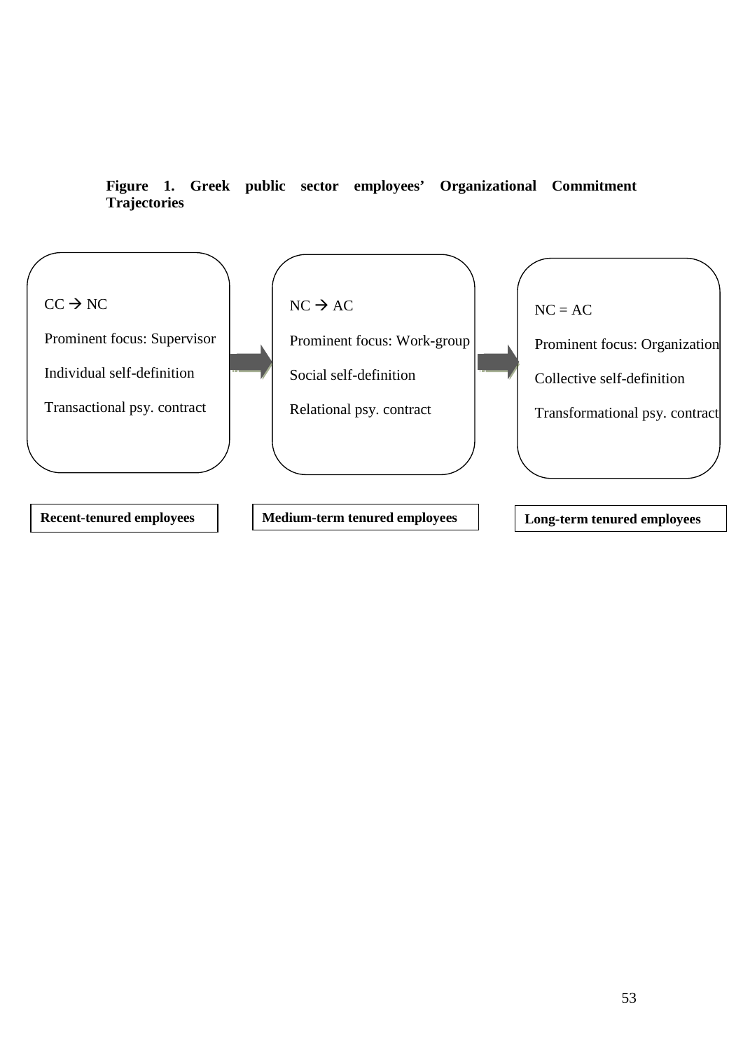**Figure 1. Greek public sector employees' Organizational Commitment Trajectories**

CC → NC

Prominent focus: Supervisor

Individual self-definition

Transactional psy. contract

**Recent-tenured employees**

NC → AC

Prominent focus: Work-group

Social self-definition

Relational psy. contract

**Medium-term tenured employees**

NC = AC

Prominent focus: Organization

Collective self-definition

Transformational psy. contract

**Long-term tenured employees**